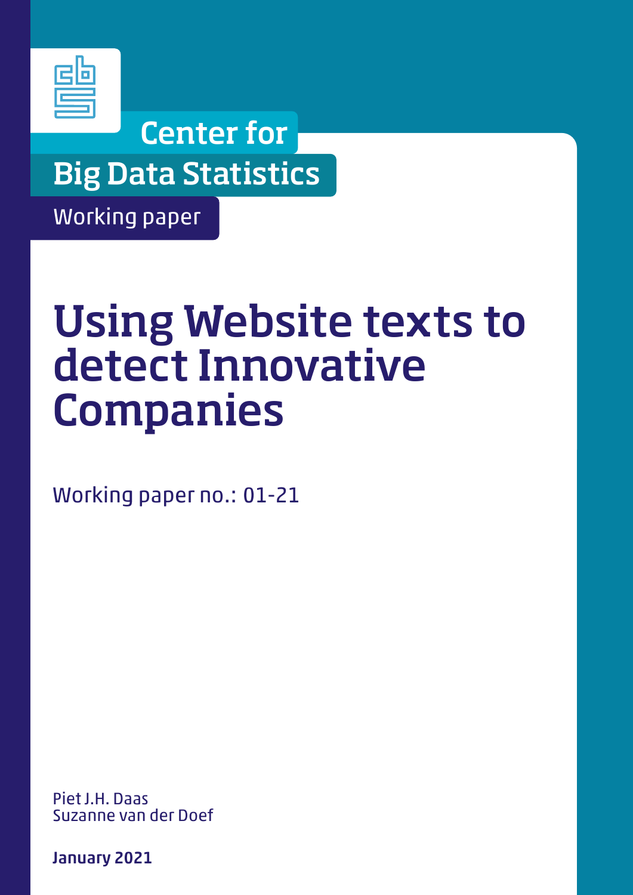Center for

Big Data Statistics

Working paper

# Using Website texts to detect Innovative Companies

Working paper no.: 01-21

Piet J.H. Daas
Suzanne van der Doef

**January 2021**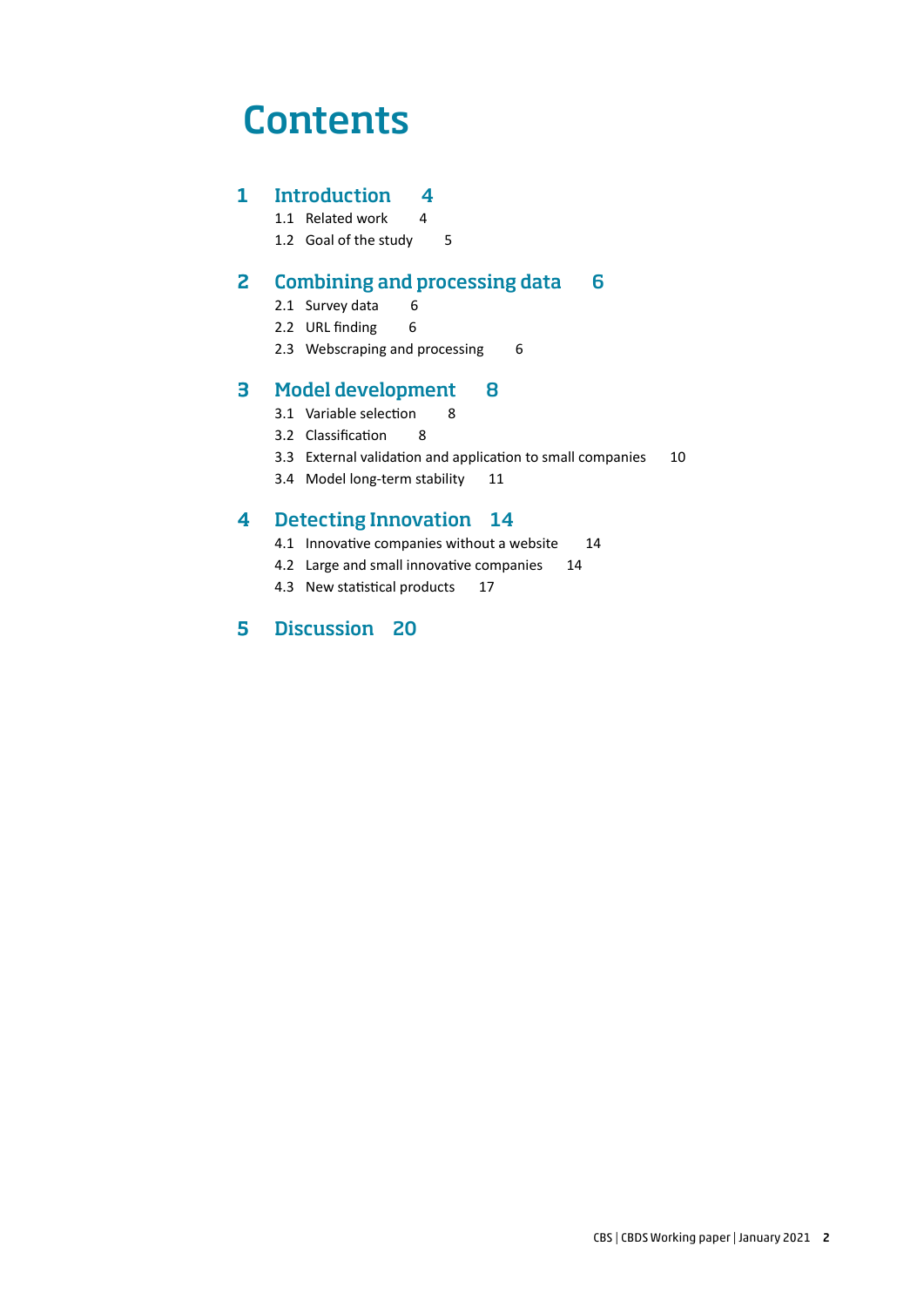# Contents

**1 Introduction 4**

- 1.1 Related work 4
- 1.2 Goal of the study 5

**2 Combining and processing data 6**

- 2.1 Survey data 6
- 2.2 URL finding 6
- 2.3 Webscraping and processing 6

**3 Model development 8**

- 3.1 Variable selection 8
- 3.2 Classification 8
- 3.3 External validation and application to small companies 10
- 3.4 Model long-term stability 11

**4 Detecting Innovation 14**

- 4.1 Innovative companies without a website 14
- 4.2 Large and small innovative companies 14
- 4.3 New statistical products 17

**5 Discussion 20**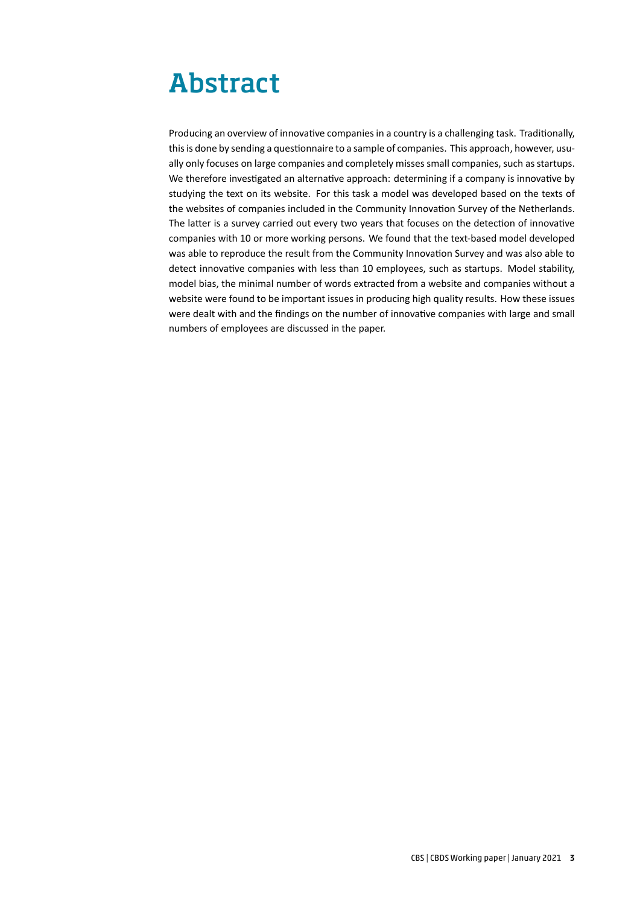# Abstract

Producing an overview of innovative companies in a country is a challenging task. Traditionally, this is done by sending a questionnaire to a sample of companies. This approach, however, usually only focuses on large companies and completely misses small companies, such as startups. We therefore investigated an alternative approach: determining if a company is innovative by studying the text on its website. For this task a model was developed based on the texts of the websites of companies included in the Community Innovation Survey of the Netherlands. The latter is a survey carried out every two years that focuses on the detection of innovative companies with 10 or more working persons. We found that the text-based model developed was able to reproduce the result from the Community Innovation Survey and was also able to detect innovative companies with less than 10 employees, such as startups. Model stability, model bias, the minimal number of words extracted from a website and companies without a website were found to be important issues in producing high quality results. How these issues were dealt with and the findings on the number of innovative companies with large and small numbers of employees are discussed in the paper.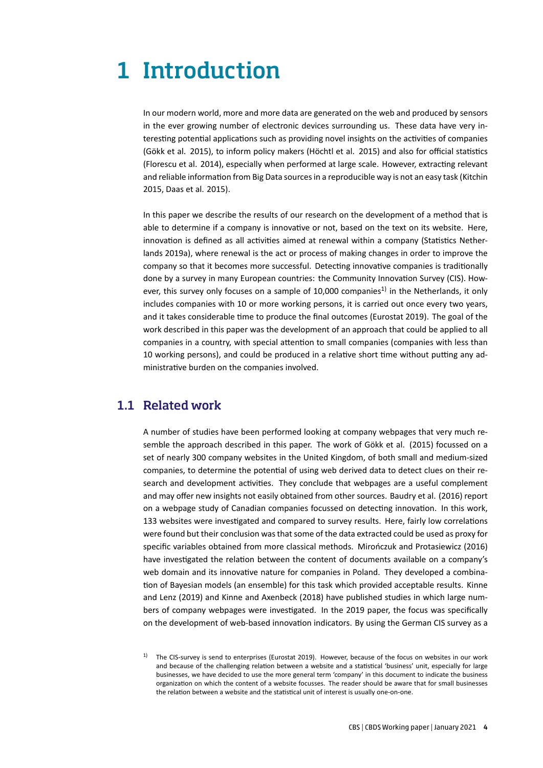# 1 Introduction

In our modern world, more and more data are generated on the web and produced by sensors in the ever growing number of electronic devices surrounding us. These data have very interesting potential applications such as providing novel insights on the activities of companies (Gökk et al. 2015), to inform policy makers (Höchtl et al. 2015) and also for official statistics (Florescu et al. 2014), especially when performed at large scale. However, extracting relevant and reliable information from Big Data sources in a reproducible way is not an easy task (Kitchin 2015, Daas et al. 2015).

In this paper we describe the results of our research on the development of a method that is able to determine if a company is innovative or not, based on the text on its website. Here, innovation is defined as all activities aimed at renewal within a company (Statistics Netherlands 2019a), where renewal is the act or process of making changes in order to improve the company so that it becomes more successful. Detecting innovative companies is traditionally done by a survey in many European countries: the Community Innovation Survey (CIS). However, this survey only focuses on a sample of 10,000 companies[1] in the Netherlands, it only includes companies with 10 or more working persons, it is carried out once every two years, and it takes considerable time to produce the final outcomes (Eurostat 2019). The goal of the work described in this paper was the development of an approach that could be applied to all companies in a country, with special attention to small companies (companies with less than 10 working persons), and could be produced in a relative short time without putting any administrative burden on the companies involved.

## 1.1 Related work

A number of studies have been performed looking at company webpages that very much resemble the approach described in this paper. The work of Gökk et al. (2015) focussed on a set of nearly 300 company websites in the United Kingdom, of both small and medium-sized companies, to determine the potential of using web derived data to detect clues on their research and development activities. They conclude that webpages are a useful complement and may offer new insights not easily obtained from other sources. Baudry et al. (2016) report on a webpage study of Canadian companies focussed on detecting innovation. In this work, 133 websites were investigated and compared to survey results. Here, fairly low correlations were found but their conclusion was that some of the data extracted could be used as proxy for specific variables obtained from more classical methods. Mirończuk and Protasiewicz (2016) have investigated the relation between the content of documents available on a company's web domain and its innovative nature for companies in Poland. They developed a combination of Bayesian models (an ensemble) for this task which provided acceptable results. Kinne and Lenz (2019) and Kinne and Axenbeck (2018) have published studies in which large numbers of company webpages were investigated. In the 2019 paper, the focus was specifically on the development of web-based innovation indicators. By using the German CIS survey as a

[1] The CIS-survey is send to enterprises (Eurostat 2019). However, because of the focus on websites in our work and because of the challenging relation between a website and a statistical 'business' unit, especially for large businesses, we have decided to use the more general term 'company' in this document to indicate the business organization on which the content of a website focusses. The reader should be aware that for small businesses the relation between a website and the statistical unit of interest is usually one-on-one.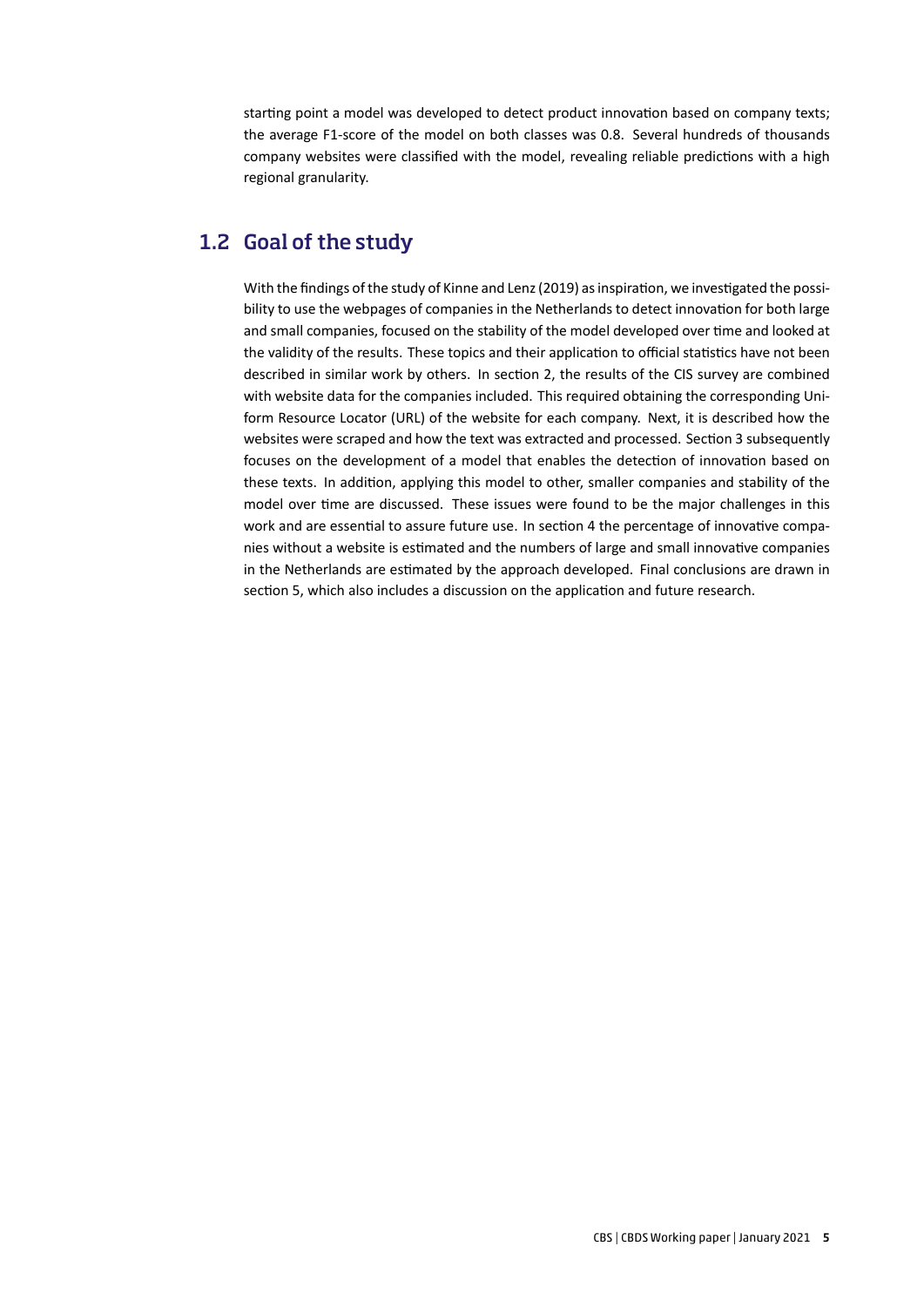starting point a model was developed to detect product innovation based on company texts; the average F1-score of the model on both classes was 0.8. Several hundreds of thousands company websites were classified with the model, revealing reliable predictions with a high regional granularity.

## 1.2 Goal of the study

With the findings of the study of Kinne and Lenz (2019) as inspiration, we investigated the possibility to use the webpages of companies in the Netherlands to detect innovation for both large and small companies, focused on the stability of the model developed over time and looked at the validity of the results. These topics and their application to official statistics have not been described in similar work by others. In section 2, the results of the CIS survey are combined with website data for the companies included. This required obtaining the corresponding Uniform Resource Locator (URL) of the website for each company. Next, it is described how the websites were scraped and how the text was extracted and processed. Section 3 subsequently focuses on the development of a model that enables the detection of innovation based on these texts. In addition, applying this model to other, smaller companies and stability of the model over time are discussed. These issues were found to be the major challenges in this work and are essential to assure future use. In section 4 the percentage of innovative companies without a website is estimated and the numbers of large and small innovative companies in the Netherlands are estimated by the approach developed. Final conclusions are drawn in section 5, which also includes a discussion on the application and future research.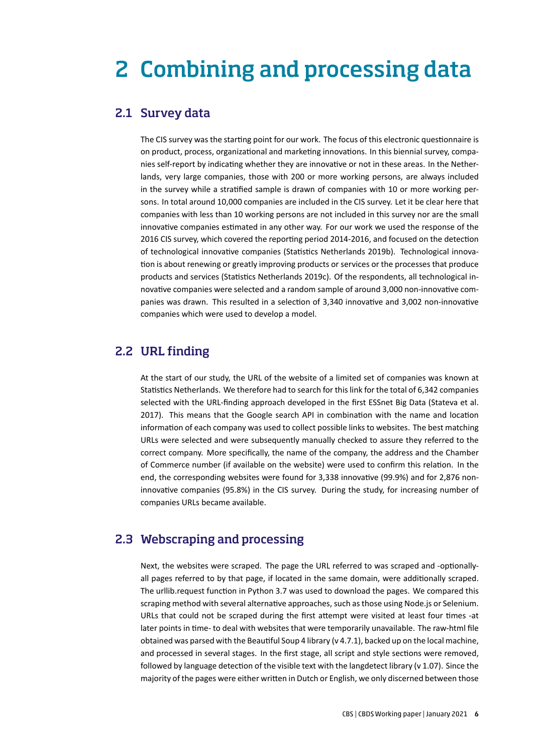# 2 Combining and processing data

## 2.1 Survey data

The CIS survey was the starting point for our work. The focus of this electronic questionnaire is on product, process, organizational and marketing innovations. In this biennial survey, companies self-report by indicating whether they are innovative or not in these areas. In the Netherlands, very large companies, those with 200 or more working persons, are always included in the survey while a stratified sample is drawn of companies with 10 or more working persons. In total around 10,000 companies are included in the CIS survey. Let it be clear here that companies with less than 10 working persons are not included in this survey nor are the small innovative companies estimated in any other way. For our work we used the response of the 2016 CIS survey, which covered the reporting period 2014-2016, and focused on the detection of technological innovative companies (Statistics Netherlands 2019b). Technological innovation is about renewing or greatly improving products or services or the processes that produce products and services (Statistics Netherlands 2019c). Of the respondents, all technological innovative companies were selected and a random sample of around 3,000 non-innovative companies was drawn. This resulted in a selection of 3,340 innovative and 3,002 non-innovative companies which were used to develop a model.

## 2.2 URL finding

At the start of our study, the URL of the website of a limited set of companies was known at Statistics Netherlands. We therefore had to search for this link for the total of 6,342 companies selected with the URL-finding approach developed in the first ESSnet Big Data (Stateva et al. 2017). This means that the Google search API in combination with the name and location information of each company was used to collect possible links to websites. The best matching URLs were selected and were subsequently manually checked to assure they referred to the correct company. More specifically, the name of the company, the address and the Chamber of Commerce number (if available on the website) were used to confirm this relation. In the end, the corresponding websites were found for 3,338 innovative (99.9%) and for 2,876 non-innovative companies (95.8%) in the CIS survey. During the study, for increasing number of companies URLs became available.

## 2.3 Webscraping and processing

Next, the websites were scraped. The page the URL referred to was scraped and -optionally- all pages referred to by that page, if located in the same domain, were additionally scraped. The urllib.request function in Python 3.7 was used to download the pages. We compared this scraping method with several alternative approaches, such as those using Node.js or Selenium. URLs that could not be scraped during the first attempt were visited at least four times -at later points in time- to deal with websites that were temporarily unavailable. The raw-html file obtained was parsed with the Beautiful Soup 4 library (v 4.7.1), backed up on the local machine, and processed in several stages. In the first stage, all script and style sections were removed, followed by language detection of the visible text with the langdetect library (v 1.07). Since the majority of the pages were either written in Dutch or English, we only discerned between those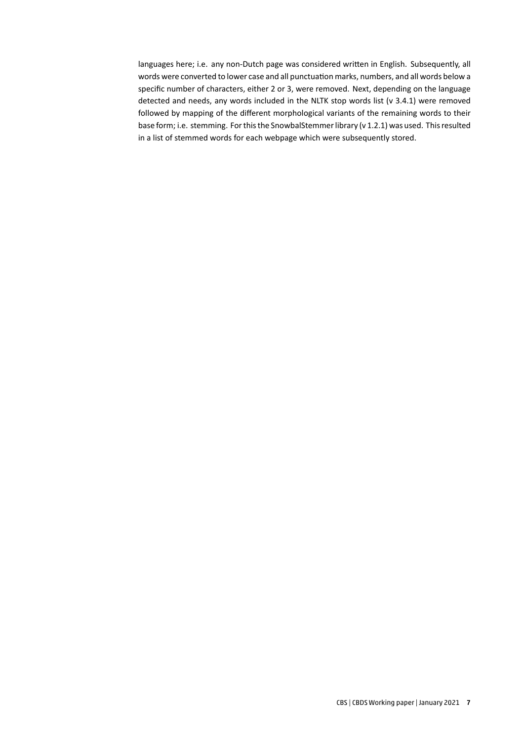languages here; i.e. any non-Dutch page was considered written in English. Subsequently, all words were converted to lower case and all punctuation marks, numbers, and all words below a specific number of characters, either 2 or 3, were removed. Next, depending on the language detected and needs, any words included in the NLTK stop words list (v 3.4.1) were removed followed by mapping of the different morphological variants of the remaining words to their base form; i.e. stemming. For this the SnowbalStemmer library (v 1.2.1) was used. This resulted in a list of stemmed words for each webpage which were subsequently stored.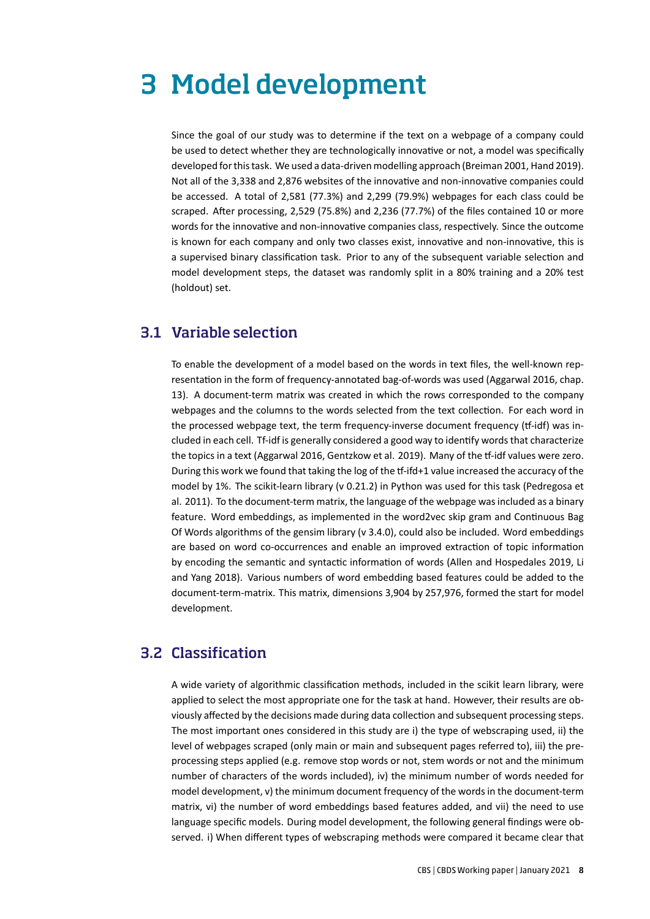# 3 Model development

Since the goal of our study was to determine if the text on a webpage of a company could be used to detect whether they are technologically innovative or not, a model was specifically developed for this task. We used a data-driven modelling approach (Breiman 2001, Hand 2019). Not all of the 3,338 and 2,876 websites of the innovative and non-innovative companies could be accessed. A total of 2,581 (77.3%) and 2,299 (79.9%) webpages for each class could be scraped. After processing, 2,529 (75.8%) and 2,236 (77.7%) of the files contained 10 or more words for the innovative and non-innovative companies class, respectively. Since the outcome is known for each company and only two classes exist, innovative and non-innovative, this is a supervised binary classification task. Prior to any of the subsequent variable selection and model development steps, the dataset was randomly split in a 80% training and a 20% test (holdout) set.

## 3.1 Variable selection

To enable the development of a model based on the words in text files, the well-known representation in the form of frequency-annotated bag-of-words was used (Aggarwal 2016, chap. 13). A document-term matrix was created in which the rows corresponded to the company webpages and the columns to the words selected from the text collection. For each word in the processed webpage text, the term frequency-inverse document frequency (tf-idf) was included in each cell. Tf-idf is generally considered a good way to identify words that characterize the topics in a text (Aggarwal 2016, Gentzkow et al. 2019). Many of the tf-idf values were zero. During this work we found that taking the log of the tf-ifd+1 value increased the accuracy of the model by 1%. The scikit-learn library (v 0.21.2) in Python was used for this task (Pedregosa et al. 2011). To the document-term matrix, the language of the webpage was included as a binary feature. Word embeddings, as implemented in the word2vec skip gram and Continuous Bag Of Words algorithms of the gensim library (v 3.4.0), could also be included. Word embeddings are based on word co-occurrences and enable an improved extraction of topic information by encoding the semantic and syntactic information of words (Allen and Hospedales 2019, Li and Yang 2018). Various numbers of word embedding based features could be added to the document-term-matrix. This matrix, dimensions 3,904 by 257,976, formed the start for model development.

## 3.2 Classification

A wide variety of algorithmic classification methods, included in the scikit learn library, were applied to select the most appropriate one for the task at hand. However, their results are obviously affected by the decisions made during data collection and subsequent processing steps. The most important ones considered in this study are i) the type of webscraping used, ii) the level of webpages scraped (only main or main and subsequent pages referred to), iii) the pre-processing steps applied (e.g. remove stop words or not, stem words or not and the minimum number of characters of the words included), iv) the minimum number of words needed for model development, v) the minimum document frequency of the words in the document-term matrix, vi) the number of word embeddings based features added, and vii) the need to use language specific models. During model development, the following general findings were observed. i) When different types of webscraping methods were compared it became clear that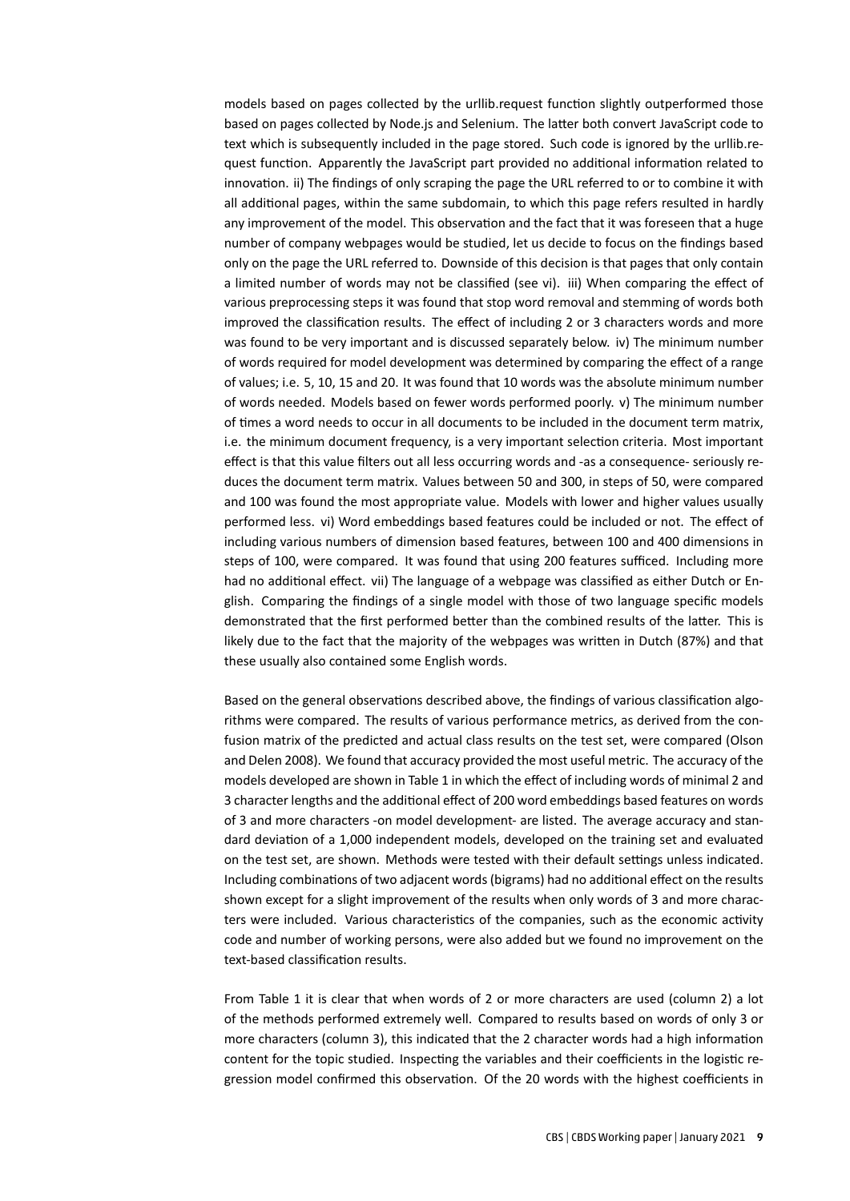models based on pages collected by the urllib.request function slightly outperformed those based on pages collected by Node.js and Selenium. The latter both convert JavaScript code to text which is subsequently included in the page stored. Such code is ignored by the urllib.request function. Apparently the JavaScript part provided no additional information related to innovation. ii) The findings of only scraping the page the URL referred to or to combine it with all additional pages, within the same subdomain, to which this page refers resulted in hardly any improvement of the model. This observation and the fact that it was foreseen that a huge number of company webpages would be studied, let us decide to focus on the findings based only on the page the URL referred to. Downside of this decision is that pages that only contain a limited number of words may not be classified (see vi). iii) When comparing the effect of various preprocessing steps it was found that stop word removal and stemming of words both improved the classification results. The effect of including 2 or 3 characters words and more was found to be very important and is discussed separately below. iv) The minimum number of words required for model development was determined by comparing the effect of a range of values; i.e. 5, 10, 15 and 20. It was found that 10 words was the absolute minimum number of words needed. Models based on fewer words performed poorly. v) The minimum number of times a word needs to occur in all documents to be included in the document term matrix, i.e. the minimum document frequency, is a very important selection criteria. Most important effect is that this value filters out all less occurring words and -as a consequence- seriously reduces the document term matrix. Values between 50 and 300, in steps of 50, were compared and 100 was found the most appropriate value. Models with lower and higher values usually performed less. vi) Word embeddings based features could be included or not. The effect of including various numbers of dimension based features, between 100 and 400 dimensions in steps of 100, were compared. It was found that using 200 features sufficed. Including more had no additional effect. vii) The language of a webpage was classified as either Dutch or English. Comparing the findings of a single model with those of two language specific models demonstrated that the first performed better than the combined results of the latter. This is likely due to the fact that the majority of the webpages was written in Dutch (87%) and that these usually also contained some English words.

Based on the general observations described above, the findings of various classification algorithms were compared. The results of various performance metrics, as derived from the confusion matrix of the predicted and actual class results on the test set, were compared (Olson and Delen 2008). We found that accuracy provided the most useful metric. The accuracy of the models developed are shown in Table 1 in which the effect of including words of minimal 2 and 3 character lengths and the additional effect of 200 word embeddings based features on words of 3 and more characters -on model development- are listed. The average accuracy and standard deviation of a 1,000 independent models, developed on the training set and evaluated on the test set, are shown. Methods were tested with their default settings unless indicated. Including combinations of two adjacent words (bigrams) had no additional effect on the results shown except for a slight improvement of the results when only words of 3 and more characters were included. Various characteristics of the companies, such as the economic activity code and number of working persons, were also added but we found no improvement on the text-based classification results.

From Table 1 it is clear that when words of 2 or more characters are used (column 2) a lot of the methods performed extremely well. Compared to results based on words of only 3 or more characters (column 3), this indicated that the 2 character words had a high information content for the topic studied. Inspecting the variables and their coefficients in the logistic regression model confirmed this observation. Of the 20 words with the highest coefficients in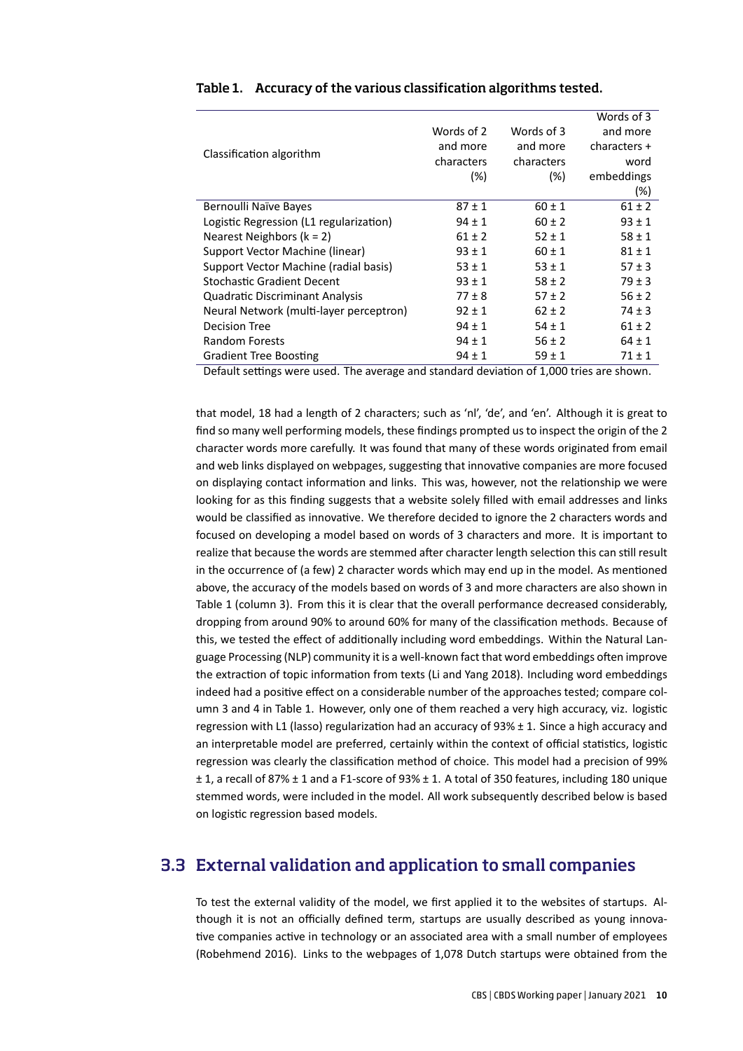**Table 1. Accuracy of the various classification algorithms tested.**

| Classification algorithm | Words of 2 and more characters (%) | Words of 3 and more characters (%) | Words of 3 and more characters + word embeddings (%) |
|---|---|---|---|
| Bernoulli Naïve Bayes | 87 ± 1 | 60 ± 1 | 61 ± 2 |
| Logistic Regression (L1 regularization) | 94 ± 1 | 60 ± 2 | 93 ± 1 |
| Nearest Neighbors (k = 2) | 61 ± 2 | 52 ± 1 | 58 ± 1 |
| Support Vector Machine (linear) | 93 ± 1 | 60 ± 1 | 81 ± 1 |
| Support Vector Machine (radial basis) | 53 ± 1 | 53 ± 1 | 57 ± 3 |
| Stochastic Gradient Decent | 93 ± 1 | 58 ± 2 | 79 ± 3 |
| Quadratic Discriminant Analysis | 77 ± 8 | 57 ± 2 | 56 ± 2 |
| Neural Network (multi-layer perceptron) | 92 ± 1 | 62 ± 2 | 74 ± 3 |
| Decision Tree | 94 ± 1 | 54 ± 1 | 61 ± 2 |
| Random Forests | 94 ± 1 | 56 ± 2 | 64 ± 1 |
| Gradient Tree Boosting | 94 ± 1 | 59 ± 1 | 71 ± 1 |

Default settings were used. The average and standard deviation of 1,000 tries are shown.

that model, 18 had a length of 2 characters; such as 'nl', 'de', and 'en'. Although it is great to find so many well performing models, these findings prompted us to inspect the origin of the 2 character words more carefully. It was found that many of these words originated from email and web links displayed on webpages, suggesting that innovative companies are more focused on displaying contact information and links. This was, however, not the relationship we were looking for as this finding suggests that a website solely filled with email addresses and links would be classified as innovative. We therefore decided to ignore the 2 characters words and focused on developing a model based on words of 3 characters and more. It is important to realize that because the words are stemmed after character length selection this can still result in the occurrence of (a few) 2 character words which may end up in the model. As mentioned above, the accuracy of the models based on words of 3 and more characters are also shown in Table 1 (column 3). From this it is clear that the overall performance decreased considerably, dropping from around 90% to around 60% for many of the classification methods. Because of this, we tested the effect of additionally including word embeddings. Within the Natural Language Processing (NLP) community it is a well-known fact that word embeddings often improve the extraction of topic information from texts (Li and Yang 2018). Including word embeddings indeed had a positive effect on a considerable number of the approaches tested; compare column 3 and 4 in Table 1. However, only one of them reached a very high accuracy, viz. logistic regression with L1 (lasso) regularization had an accuracy of 93% ± 1. Since a high accuracy and an interpretable model are preferred, certainly within the context of official statistics, logistic regression was clearly the classification method of choice. This model had a precision of 99% ± 1, a recall of 87% ± 1 and a F1-score of 93% ± 1. A total of 350 features, including 180 unique stemmed words, were included in the model. All work subsequently described below is based on logistic regression based models.

## 3.3 External validation and application to small companies

To test the external validity of the model, we first applied it to the websites of startups. Although it is not an officially defined term, startups are usually described as young innovative companies active in technology or an associated area with a small number of employees (Robehmend 2016). Links to the webpages of 1,078 Dutch startups were obtained from the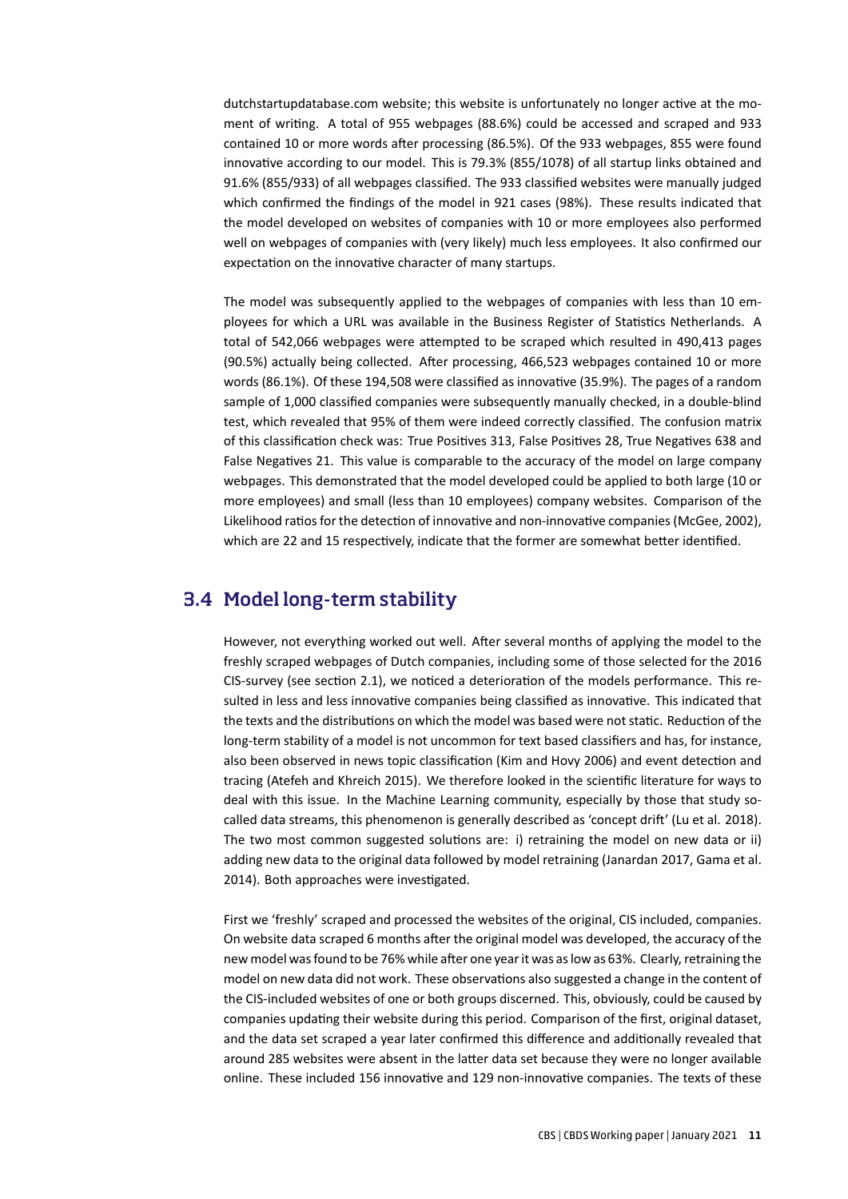dutchstartupdatabase.com website; this website is unfortunately no longer active at the moment of writing. A total of 955 webpages (88.6%) could be accessed and scraped and 933 contained 10 or more words after processing (86.5%). Of the 933 webpages, 855 were found innovative according to our model. This is 79.3% (855/1078) of all startup links obtained and 91.6% (855/933) of all webpages classified. The 933 classified websites were manually judged which confirmed the findings of the model in 921 cases (98%). These results indicated that the model developed on websites of companies with 10 or more employees also performed well on webpages of companies with (very likely) much less employees. It also confirmed our expectation on the innovative character of many startups.

The model was subsequently applied to the webpages of companies with less than 10 employees for which a URL was available in the Business Register of Statistics Netherlands. A total of 542,066 webpages were attempted to be scraped which resulted in 490,413 pages (90.5%) actually being collected. After processing, 466,523 webpages contained 10 or more words (86.1%). Of these 194,508 were classified as innovative (35.9%). The pages of a random sample of 1,000 classified companies were subsequently manually checked, in a double-blind test, which revealed that 95% of them were indeed correctly classified. The confusion matrix of this classification check was: True Positives 313, False Positives 28, True Negatives 638 and False Negatives 21. This value is comparable to the accuracy of the model on large company webpages. This demonstrated that the model developed could be applied to both large (10 or more employees) and small (less than 10 employees) company websites. Comparison of the Likelihood ratios for the detection of innovative and non-innovative companies (McGee, 2002), which are 22 and 15 respectively, indicate that the former are somewhat better identified.

## 3.4 Model long-term stability

However, not everything worked out well. After several months of applying the model to the freshly scraped webpages of Dutch companies, including some of those selected for the 2016 CIS-survey (see section 2.1), we noticed a deterioration of the models performance. This resulted in less and less innovative companies being classified as innovative. This indicated that the texts and the distributions on which the model was based were not static. Reduction of the long-term stability of a model is not uncommon for text based classifiers and has, for instance, also been observed in news topic classification (Kim and Hovy 2006) and event detection and tracing (Atefeh and Khreich 2015). We therefore looked in the scientific literature for ways to deal with this issue. In the Machine Learning community, especially by those that study so-called data streams, this phenomenon is generally described as 'concept drift' (Lu et al. 2018). The two most common suggested solutions are: i) retraining the model on new data or ii) adding new data to the original data followed by model retraining (Janardan 2017, Gama et al. 2014). Both approaches were investigated.

First we 'freshly' scraped and processed the websites of the original, CIS included, companies. On website data scraped 6 months after the original model was developed, the accuracy of the new model was found to be 76% while after one year it was as low as 63%. Clearly, retraining the model on new data did not work. These observations also suggested a change in the content of the CIS-included websites of one or both groups discerned. This, obviously, could be caused by companies updating their website during this period. Comparison of the first, original dataset, and the data set scraped a year later confirmed this difference and additionally revealed that around 285 websites were absent in the latter data set because they were no longer available online. These included 156 innovative and 129 non-innovative companies. The texts of these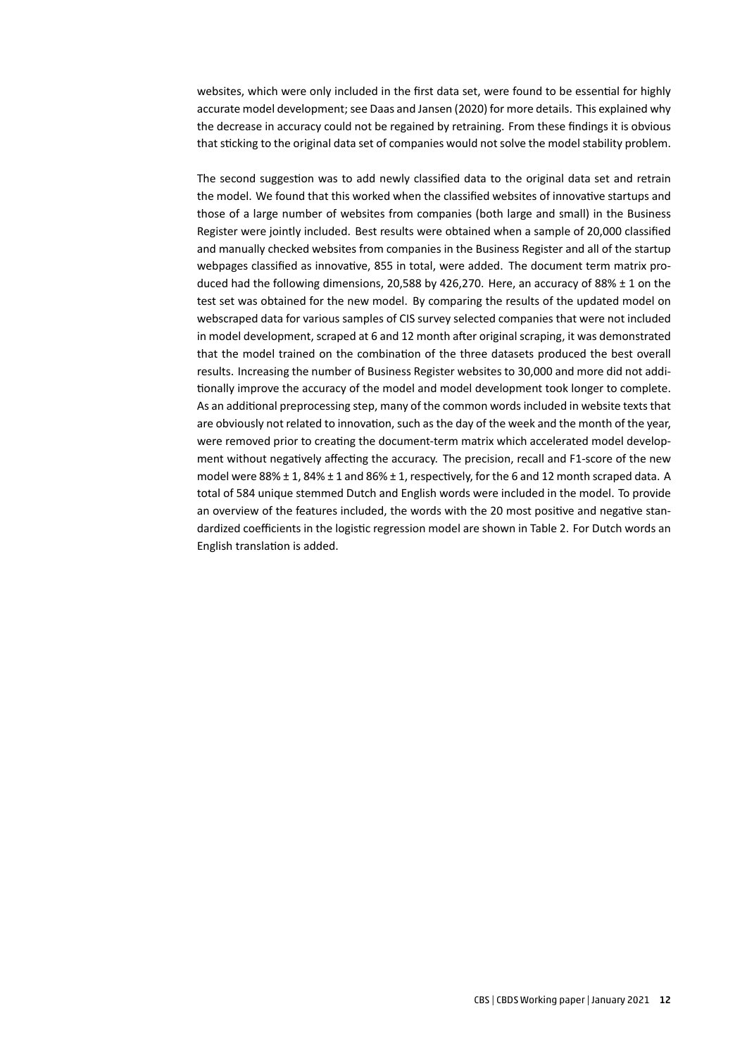websites, which were only included in the first data set, were found to be essential for highly accurate model development; see Daas and Jansen (2020) for more details. This explained why the decrease in accuracy could not be regained by retraining. From these findings it is obvious that sticking to the original data set of companies would not solve the model stability problem.

The second suggestion was to add newly classified data to the original data set and retrain the model. We found that this worked when the classified websites of innovative startups and those of a large number of websites from companies (both large and small) in the Business Register were jointly included. Best results were obtained when a sample of 20,000 classified and manually checked websites from companies in the Business Register and all of the startup webpages classified as innovative, 855 in total, were added. The document term matrix produced had the following dimensions, 20,588 by 426,270. Here, an accuracy of 88% ± 1 on the test set was obtained for the new model. By comparing the results of the updated model on webscraped data for various samples of CIS survey selected companies that were not included in model development, scraped at 6 and 12 month after original scraping, it was demonstrated that the model trained on the combination of the three datasets produced the best overall results. Increasing the number of Business Register websites to 30,000 and more did not additionally improve the accuracy of the model and model development took longer to complete. As an additional preprocessing step, many of the common words included in website texts that are obviously not related to innovation, such as the day of the week and the month of the year, were removed prior to creating the document-term matrix which accelerated model development without negatively affecting the accuracy. The precision, recall and F1-score of the new model were 88% ± 1, 84% ± 1 and 86% ± 1, respectively, for the 6 and 12 month scraped data. A total of 584 unique stemmed Dutch and English words were included in the model. To provide an overview of the features included, the words with the 20 most positive and negative standardized coefficients in the logistic regression model are shown in Table 2. For Dutch words an English translation is added.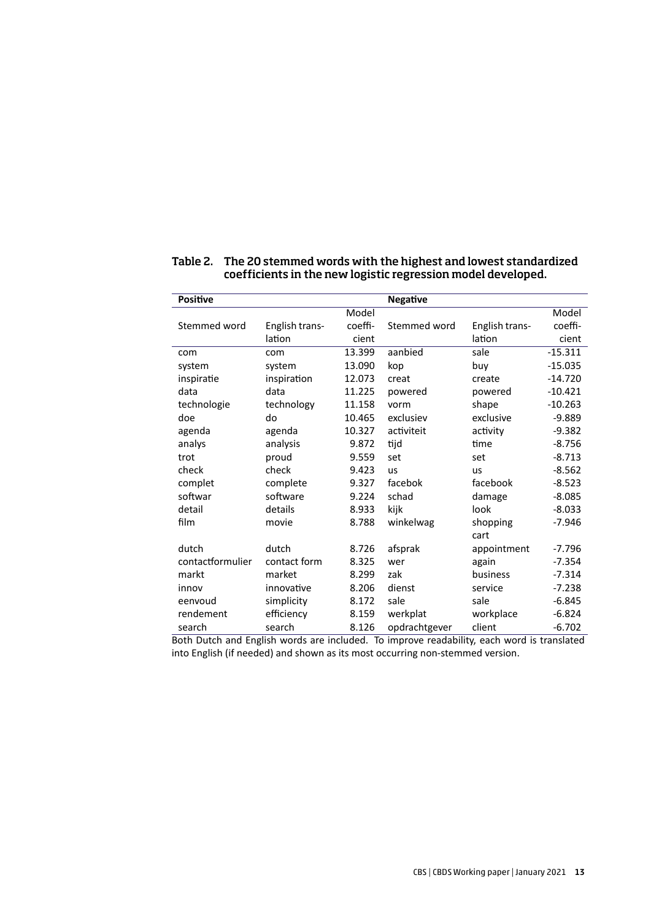**Table 2. The 20 stemmed words with the highest and lowest standardized coefficients in the new logistic regression model developed.**

| **Positive** | | | **Negative** | | |
|---|---|---|---|---|---|
| Stemmed word | English translation | Model coefficient | Stemmed word | English translation | Model coefficient |
| com | com | 13.399 | aanbied | sale | -15.311 |
| system | system | 13.090 | kop | buy | -15.035 |
| inspiratie | inspiration | 12.073 | creat | create | -14.720 |
| data | data | 11.225 | powered | powered | -10.421 |
| technologie | technology | 11.158 | vorm | shape | -10.263 |
| doe | do | 10.465 | exclusiev | exclusive | -9.889 |
| agenda | agenda | 10.327 | activiteit | activity | -9.382 |
| analys | analysis | 9.872 | tijd | time | -8.756 |
| trot | proud | 9.559 | set | set | -8.713 |
| check | check | 9.423 | us | us | -8.562 |
| complet | complete | 9.327 | facebok | facebook | -8.523 |
| softwar | software | 9.224 | schad | damage | -8.085 |
| detail | details | 8.933 | kijk | look | -8.033 |
| film | movie | 8.788 | winkelwag | shopping cart | -7.946 |
| dutch | dutch | 8.726 | afsprak | appointment | -7.796 |
| contactformulier | contact form | 8.325 | wer | again | -7.354 |
| markt | market | 8.299 | zak | business | -7.314 |
| innov | innovative | 8.206 | dienst | service | -7.238 |
| eenvoud | simplicity | 8.172 | sale | sale | -6.845 |
| rendement | efficiency | 8.159 | werkplat | workplace | -6.824 |
| search | search | 8.126 | opdrachtgever | client | -6.702 |

Both Dutch and English words are included. To improve readability, each word is translated into English (if needed) and shown as its most occurring non-stemmed version.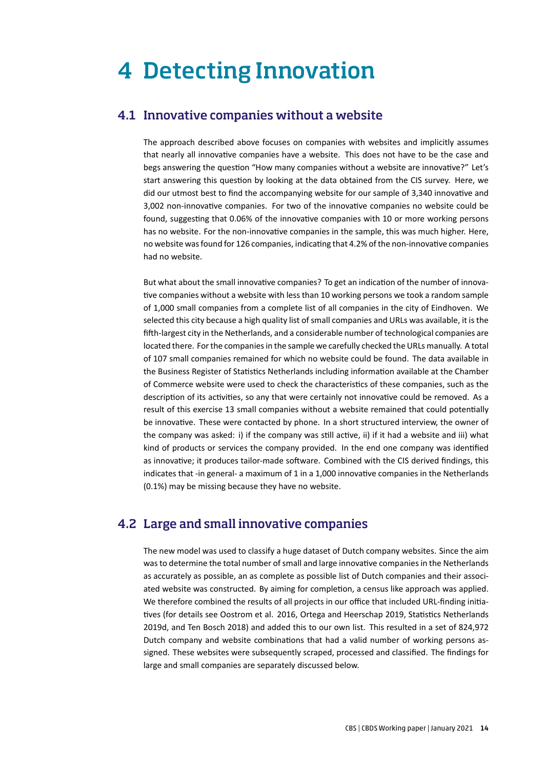# 4 Detecting Innovation

## 4.1 Innovative companies without a website

The approach described above focuses on companies with websites and implicitly assumes that nearly all innovative companies have a website. This does not have to be the case and begs answering the question "How many companies without a website are innovative?" Let's start answering this question by looking at the data obtained from the CIS survey. Here, we did our utmost best to find the accompanying website for our sample of 3,340 innovative and 3,002 non-innovative companies. For two of the innovative companies no website could be found, suggesting that 0.06% of the innovative companies with 10 or more working persons has no website. For the non-innovative companies in the sample, this was much higher. Here, no website was found for 126 companies, indicating that 4.2% of the non-innovative companies had no website.

But what about the small innovative companies? To get an indication of the number of innovative companies without a website with less than 10 working persons we took a random sample of 1,000 small companies from a complete list of all companies in the city of Eindhoven. We selected this city because a high quality list of small companies and URLs was available, it is the fifth-largest city in the Netherlands, and a considerable number of technological companies are located there. For the companies in the sample we carefully checked the URLs manually. A total of 107 small companies remained for which no website could be found. The data available in the Business Register of Statistics Netherlands including information available at the Chamber of Commerce website were used to check the characteristics of these companies, such as the description of its activities, so any that were certainly not innovative could be removed. As a result of this exercise 13 small companies without a website remained that could potentially be innovative. These were contacted by phone. In a short structured interview, the owner of the company was asked: i) if the company was still active, ii) if it had a website and iii) what kind of products or services the company provided. In the end one company was identified as innovative; it produces tailor-made software. Combined with the CIS derived findings, this indicates that -in general- a maximum of 1 in a 1,000 innovative companies in the Netherlands (0.1%) may be missing because they have no website.

## 4.2 Large and small innovative companies

The new model was used to classify a huge dataset of Dutch company websites. Since the aim was to determine the total number of small and large innovative companies in the Netherlands as accurately as possible, an as complete as possible list of Dutch companies and their associated website was constructed. By aiming for completion, a census like approach was applied. We therefore combined the results of all projects in our office that included URL-finding initiatives (for details see Oostrom et al. 2016, Ortega and Heerschap 2019, Statistics Netherlands 2019d, and Ten Bosch 2018) and added this to our own list. This resulted in a set of 824,972 Dutch company and website combinations that had a valid number of working persons assigned. These websites were subsequently scraped, processed and classified. The findings for large and small companies are separately discussed below.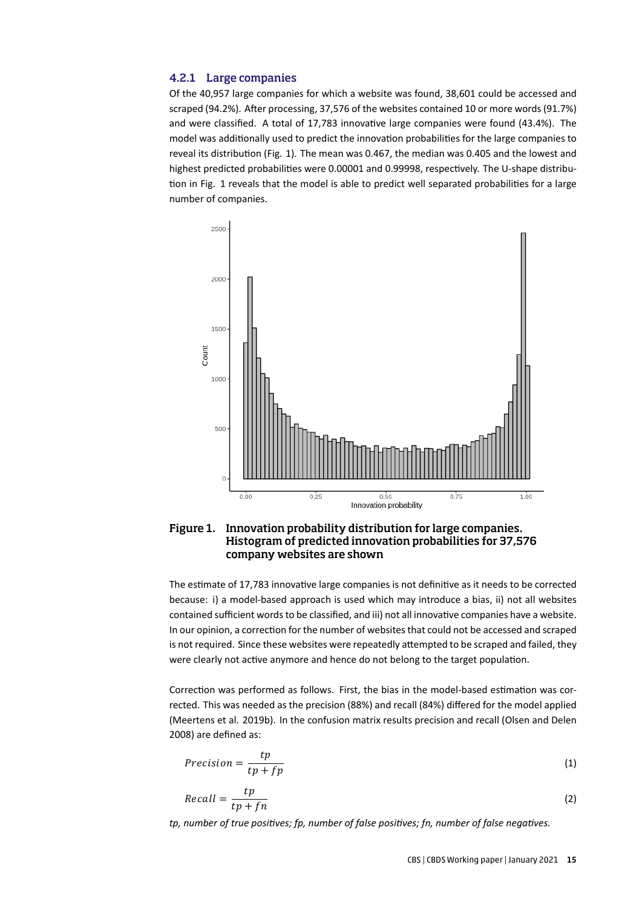### 4.2.1 Large companies

Of the 40,957 large companies for which a website was found, 38,601 could be accessed and scraped (94.2%). After processing, 37,576 of the websites contained 10 or more words (91.7%) and were classified. A total of 17,783 innovative large companies were found (43.4%). The model was additionally used to predict the innovation probabilities for the large companies to reveal its distribution (Fig. 1). The mean was 0.467, the median was 0.405 and the lowest and highest predicted probabilities were 0.00001 and 0.99998, respectively. The U-shape distribution in Fig. 1 reveals that the model is able to predict well separated probabilities for a large number of companies.

**Figure 1. Innovation probability distribution for large companies. Histogram of predicted innovation probabilities for 37,576 company websites are shown**

The estimate of 17,783 innovative large companies is not definitive as it needs to be corrected because: i) a model-based approach is used which may introduce a bias, ii) not all websites contained sufficient words to be classified, and iii) not all innovative companies have a website. In our opinion, a correction for the number of websites that could not be accessed and scraped is not required. Since these websites were repeatedly attempted to be scraped and failed, they were clearly not active anymore and hence do not belong to the target population.

Correction was performed as follows. First, the bias in the model-based estimation was corrected. This was needed as the precision (88%) and recall (84%) differed for the model applied (Meertens et al. 2019b). In the confusion matrix results precision and recall (Olsen and Delen 2008) are defined as:

$$Precision = \frac{tp}{tp + fp} \tag{1}$$

$$Recall = \frac{tp}{tp + fn} \tag{2}$$

*tp, number of true positives; fp, number of false positives; fn, number of false negatives.*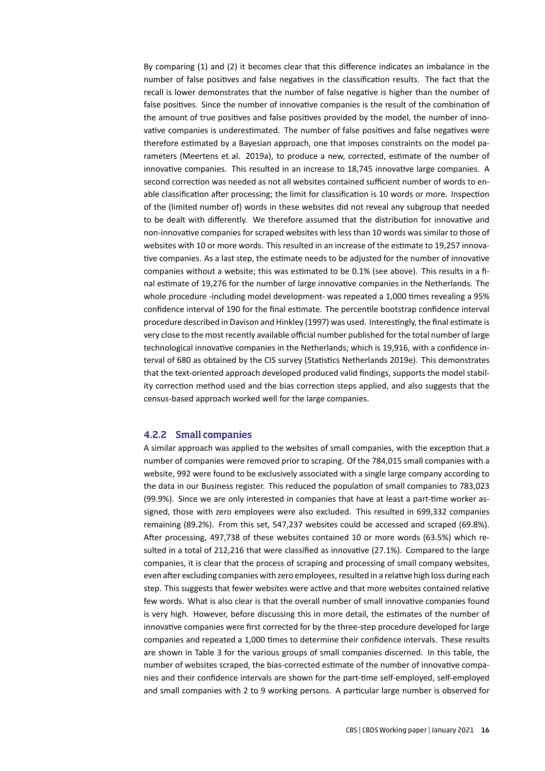By comparing (1) and (2) it becomes clear that this difference indicates an imbalance in the number of false positives and false negatives in the classification results. The fact that the recall is lower demonstrates that the number of false negative is higher than the number of false positives. Since the number of innovative companies is the result of the combination of the amount of true positives and false positives provided by the model, the number of innovative companies is underestimated. The number of false positives and false negatives were therefore estimated by a Bayesian approach, one that imposes constraints on the model parameters (Meertens et al. 2019a), to produce a new, corrected, estimate of the number of innovative companies. This resulted in an increase to 18,745 innovative large companies. A second correction was needed as not all websites contained sufficient number of words to enable classification after processing; the limit for classification is 10 words or more. Inspection of the (limited number of) words in these websites did not reveal any subgroup that needed to be dealt with differently. We therefore assumed that the distribution for innovative and non-innovative companies for scraped websites with less than 10 words was similar to those of websites with 10 or more words. This resulted in an increase of the estimate to 19,257 innovative companies. As a last step, the estimate needs to be adjusted for the number of innovative companies without a website; this was estimated to be 0.1% (see above). This results in a final estimate of 19,276 for the number of large innovative companies in the Netherlands. The whole procedure -including model development- was repeated a 1,000 times revealing a 95% confidence interval of 190 for the final estimate. The percentile bootstrap confidence interval procedure described in Davison and Hinkley (1997) was used. Interestingly, the final estimate is very close to the most recently available official number published for the total number of large technological innovative companies in the Netherlands; which is 19,916, with a confidence interval of 680 as obtained by the CIS survey (Statistics Netherlands 2019e). This demonstrates that the text-oriented approach developed produced valid findings, supports the model stability correction method used and the bias correction steps applied, and also suggests that the census-based approach worked well for the large companies.

### 4.2.2 Small companies

A similar approach was applied to the websites of small companies, with the exception that a number of companies were removed prior to scraping. Of the 784,015 small companies with a website, 992 were found to be exclusively associated with a single large company according to the data in our Business register. This reduced the population of small companies to 783,023 (99.9%). Since we are only interested in companies that have at least a part-time worker assigned, those with zero employees were also excluded. This resulted in 699,332 companies remaining (89.2%). From this set, 547,237 websites could be accessed and scraped (69.8%). After processing, 497,738 of these websites contained 10 or more words (63.5%) which resulted in a total of 212,216 that were classified as innovative (27.1%). Compared to the large companies, it is clear that the process of scraping and processing of small company websites, even after excluding companies with zero employees, resulted in a relative high loss during each step. This suggests that fewer websites were active and that more websites contained relative few words. What is also clear is that the overall number of small innovative companies found is very high. However, before discussing this in more detail, the estimates of the number of innovative companies were first corrected for by the three-step procedure developed for large companies and repeated a 1,000 times to determine their confidence intervals. These results are shown in Table 3 for the various groups of small companies discerned. In this table, the number of websites scraped, the bias-corrected estimate of the number of innovative companies and their confidence intervals are shown for the part-time self-employed, self-employed and small companies with 2 to 9 working persons. A particular large number is observed for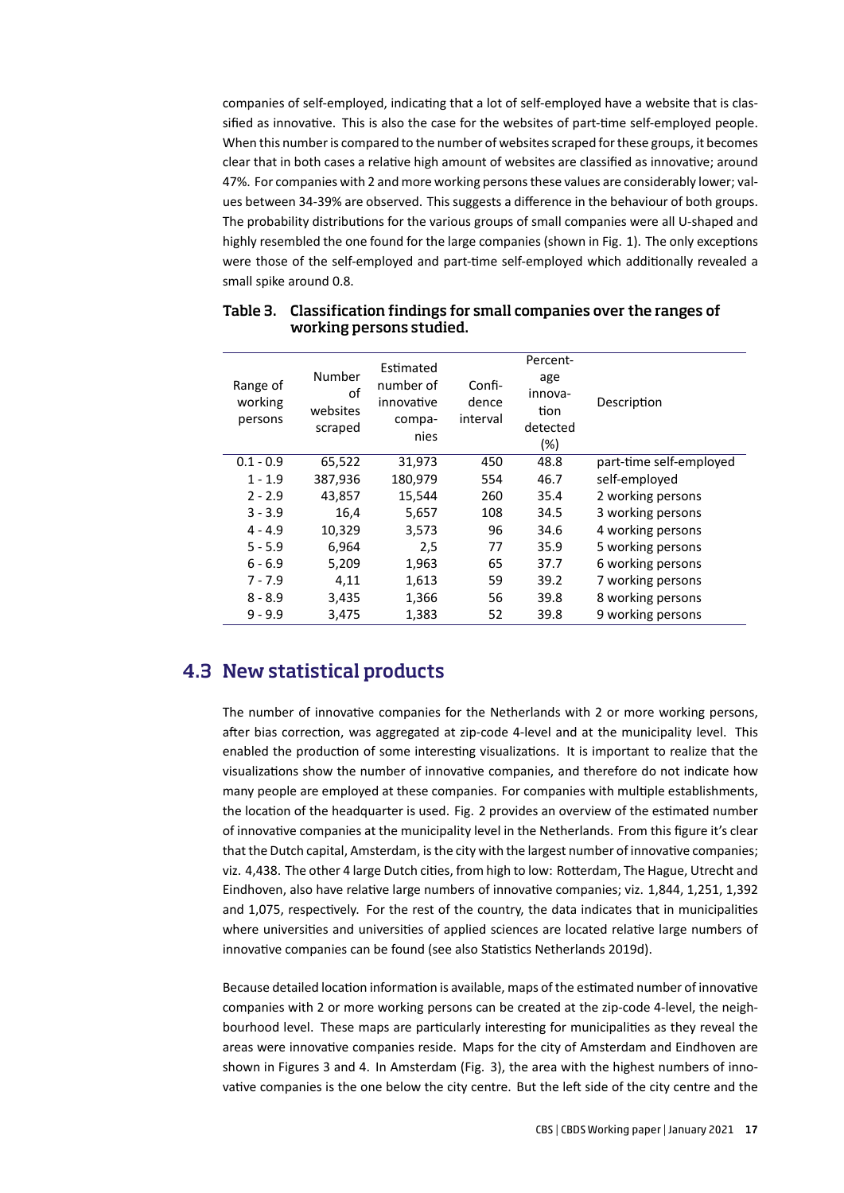companies of self-employed, indicating that a lot of self-employed have a website that is classified as innovative. This is also the case for the websites of part-time self-employed people. When this number is compared to the number of websites scraped for these groups, it becomes clear that in both cases a relative high amount of websites are classified as innovative; around 47%. For companies with 2 and more working persons these values are considerably lower; values between 34-39% are observed. This suggests a difference in the behaviour of both groups. The probability distributions for the various groups of small companies were all U-shaped and highly resembled the one found for the large companies (shown in Fig. 1). The only exceptions were those of the self-employed and part-time self-employed which additionally revealed a small spike around 0.8.

**Table 3. Classification findings for small companies over the ranges of working persons studied.**

| Range of working persons | Number of websites scraped | Estimated number of innovative companies | Confidence interval | Percentage innovation detected (%) | Description |
|---|---|---|---|---|---|
| 0.1 - 0.9 | 65,522 | 31,973 | 450 | 48.8 | part-time self-employed |
| 1 - 1.9 | 387,936 | 180,979 | 554 | 46.7 | self-employed |
| 2 - 2.9 | 43,857 | 15,544 | 260 | 35.4 | 2 working persons |
| 3 - 3.9 | 16,4 | 5,657 | 108 | 34.5 | 3 working persons |
| 4 - 4.9 | 10,329 | 3,573 | 96 | 34.6 | 4 working persons |
| 5 - 5.9 | 6,964 | 2,5 | 77 | 35.9 | 5 working persons |
| 6 - 6.9 | 5,209 | 1,963 | 65 | 37.7 | 6 working persons |
| 7 - 7.9 | 4,11 | 1,613 | 59 | 39.2 | 7 working persons |
| 8 - 8.9 | 3,435 | 1,366 | 56 | 39.8 | 8 working persons |
| 9 - 9.9 | 3,475 | 1,383 | 52 | 39.8 | 9 working persons |

## 4.3 New statistical products

The number of innovative companies for the Netherlands with 2 or more working persons, after bias correction, was aggregated at zip-code 4-level and at the municipality level. This enabled the production of some interesting visualizations. It is important to realize that the visualizations show the number of innovative companies, and therefore do not indicate how many people are employed at these companies. For companies with multiple establishments, the location of the headquarter is used. Fig. 2 provides an overview of the estimated number of innovative companies at the municipality level in the Netherlands. From this figure it's clear that the Dutch capital, Amsterdam, is the city with the largest number of innovative companies; viz. 4,438. The other 4 large Dutch cities, from high to low: Rotterdam, The Hague, Utrecht and Eindhoven, also have relative large numbers of innovative companies; viz. 1,844, 1,251, 1,392 and 1,075, respectively. For the rest of the country, the data indicates that in municipalities where universities and universities of applied sciences are located relative large numbers of innovative companies can be found (see also Statistics Netherlands 2019d).

Because detailed location information is available, maps of the estimated number of innovative companies with 2 or more working persons can be created at the zip-code 4-level, the neighbourhood level. These maps are particularly interesting for municipalities as they reveal the areas were innovative companies reside. Maps for the city of Amsterdam and Eindhoven are shown in Figures 3 and 4. In Amsterdam (Fig. 3), the area with the highest numbers of innovative companies is the one below the city centre. But the left side of the city centre and the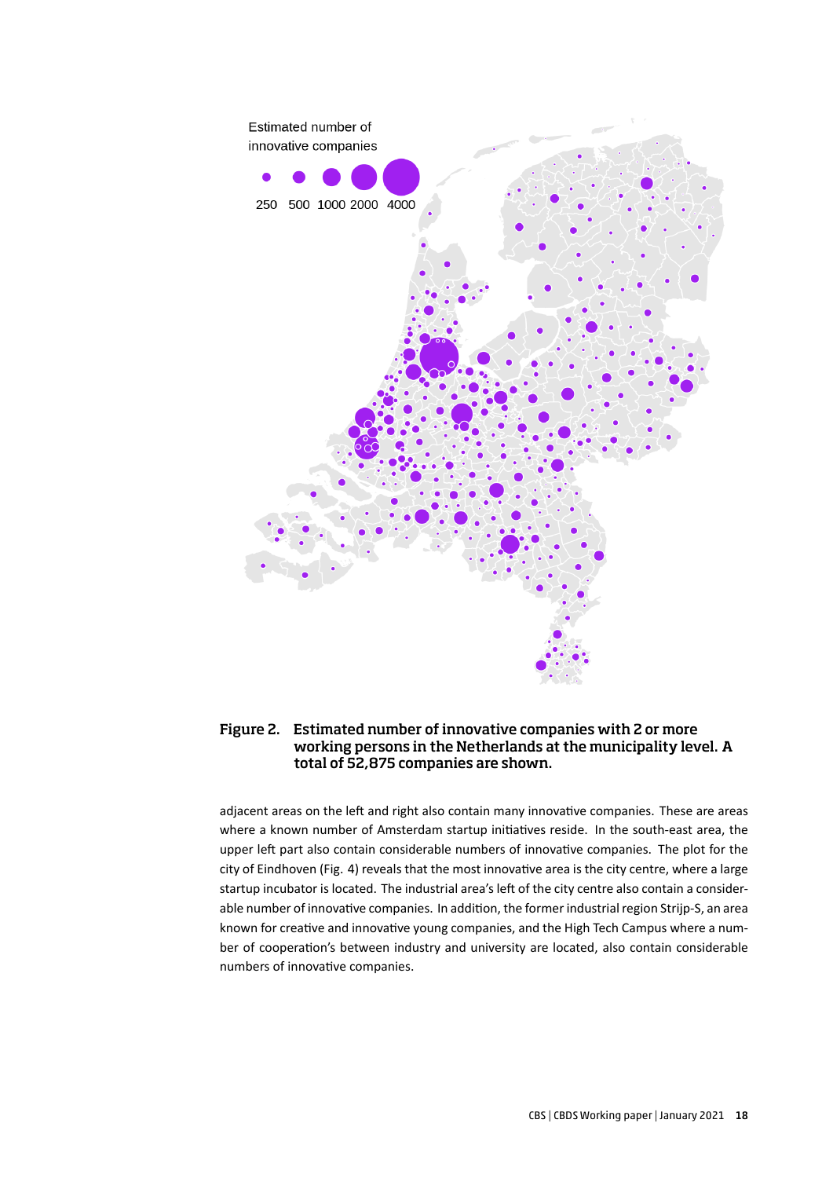**Figure 2. Estimated number of innovative companies with 2 or more working persons in the Netherlands at the municipality level. A total of 52,875 companies are shown.**

adjacent areas on the left and right also contain many innovative companies. These are areas where a known number of Amsterdam startup initiatives reside. In the south-east area, the upper left part also contain considerable numbers of innovative companies. The plot for the city of Eindhoven (Fig. 4) reveals that the most innovative area is the city centre, where a large startup incubator is located. The industrial area's left of the city centre also contain a considerable number of innovative companies. In addition, the former industrial region Strijp-S, an area known for creative and innovative young companies, and the High Tech Campus where a number of cooperation's between industry and university are located, also contain considerable numbers of innovative companies.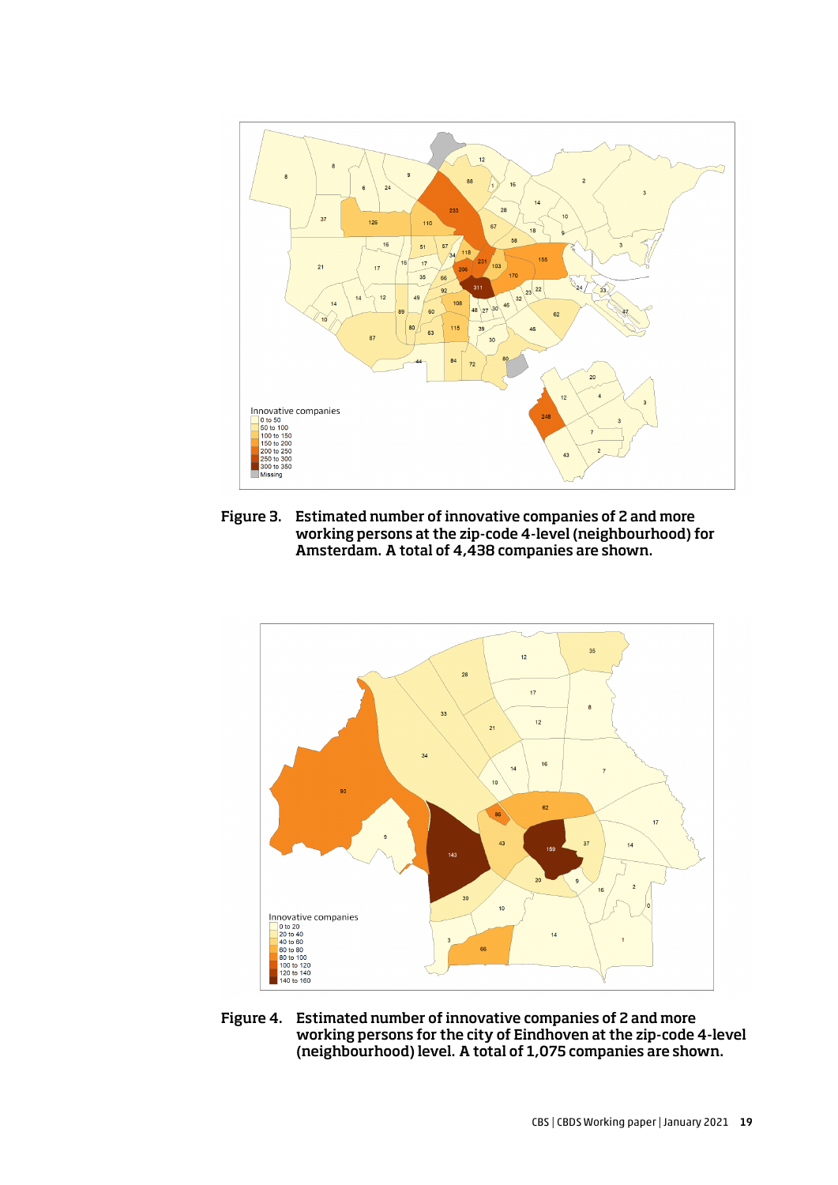**Figure 3. Estimated number of innovative companies of 2 and more working persons at the zip-code 4-level (neighbourhood) for Amsterdam. A total of 4,438 companies are shown.**

**Figure 4. Estimated number of innovative companies of 2 and more working persons for the city of Eindhoven at the zip-code 4-level (neighbourhood) level. A total of 1,075 companies are shown.**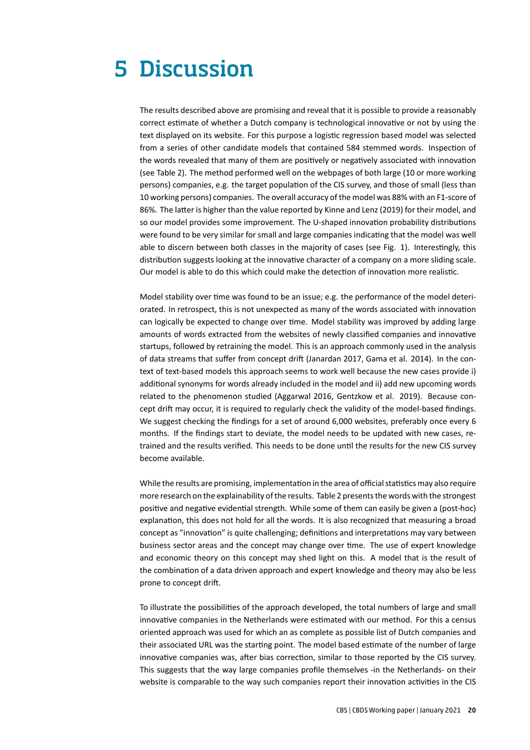# 5 Discussion

The results described above are promising and reveal that it is possible to provide a reasonably correct estimate of whether a Dutch company is technological innovative or not by using the text displayed on its website. For this purpose a logistic regression based model was selected from a series of other candidate models that contained 584 stemmed words. Inspection of the words revealed that many of them are positively or negatively associated with innovation (see Table 2). The method performed well on the webpages of both large (10 or more working persons) companies, e.g. the target population of the CIS survey, and those of small (less than 10 working persons) companies. The overall accuracy of the model was 88% with an F1-score of 86%. The latter is higher than the value reported by Kinne and Lenz (2019) for their model, and so our model provides some improvement. The U-shaped innovation probability distributions were found to be very similar for small and large companies indicating that the model was well able to discern between both classes in the majority of cases (see Fig. 1). Interestingly, this distribution suggests looking at the innovative character of a company on a more sliding scale. Our model is able to do this which could make the detection of innovation more realistic.

Model stability over time was found to be an issue; e.g. the performance of the model deteriorated. In retrospect, this is not unexpected as many of the words associated with innovation can logically be expected to change over time. Model stability was improved by adding large amounts of words extracted from the websites of newly classified companies and innovative startups, followed by retraining the model. This is an approach commonly used in the analysis of data streams that suffer from concept drift (Janardan 2017, Gama et al. 2014). In the context of text-based models this approach seems to work well because the new cases provide i) additional synonyms for words already included in the model and ii) add new upcoming words related to the phenomenon studied (Aggarwal 2016, Gentzkow et al. 2019). Because concept drift may occur, it is required to regularly check the validity of the model-based findings. We suggest checking the findings for a set of around 6,000 websites, preferably once every 6 months. If the findings start to deviate, the model needs to be updated with new cases, retrained and the results verified. This needs to be done until the results for the new CIS survey become available.

While the results are promising, implementation in the area of official statistics may also require more research on the explainability of the results. Table 2 presents the words with the strongest positive and negative evidential strength. While some of them can easily be given a (post-hoc) explanation, this does not hold for all the words. It is also recognized that measuring a broad concept as "innovation" is quite challenging; definitions and interpretations may vary between business sector areas and the concept may change over time. The use of expert knowledge and economic theory on this concept may shed light on this. A model that is the result of the combination of a data driven approach and expert knowledge and theory may also be less prone to concept drift.

To illustrate the possibilities of the approach developed, the total numbers of large and small innovative companies in the Netherlands were estimated with our method. For this a census oriented approach was used for which an as complete as possible list of Dutch companies and their associated URL was the starting point. The model based estimate of the number of large innovative companies was, after bias correction, similar to those reported by the CIS survey. This suggests that the way large companies profile themselves -in the Netherlands- on their website is comparable to the way such companies report their innovation activities in the CIS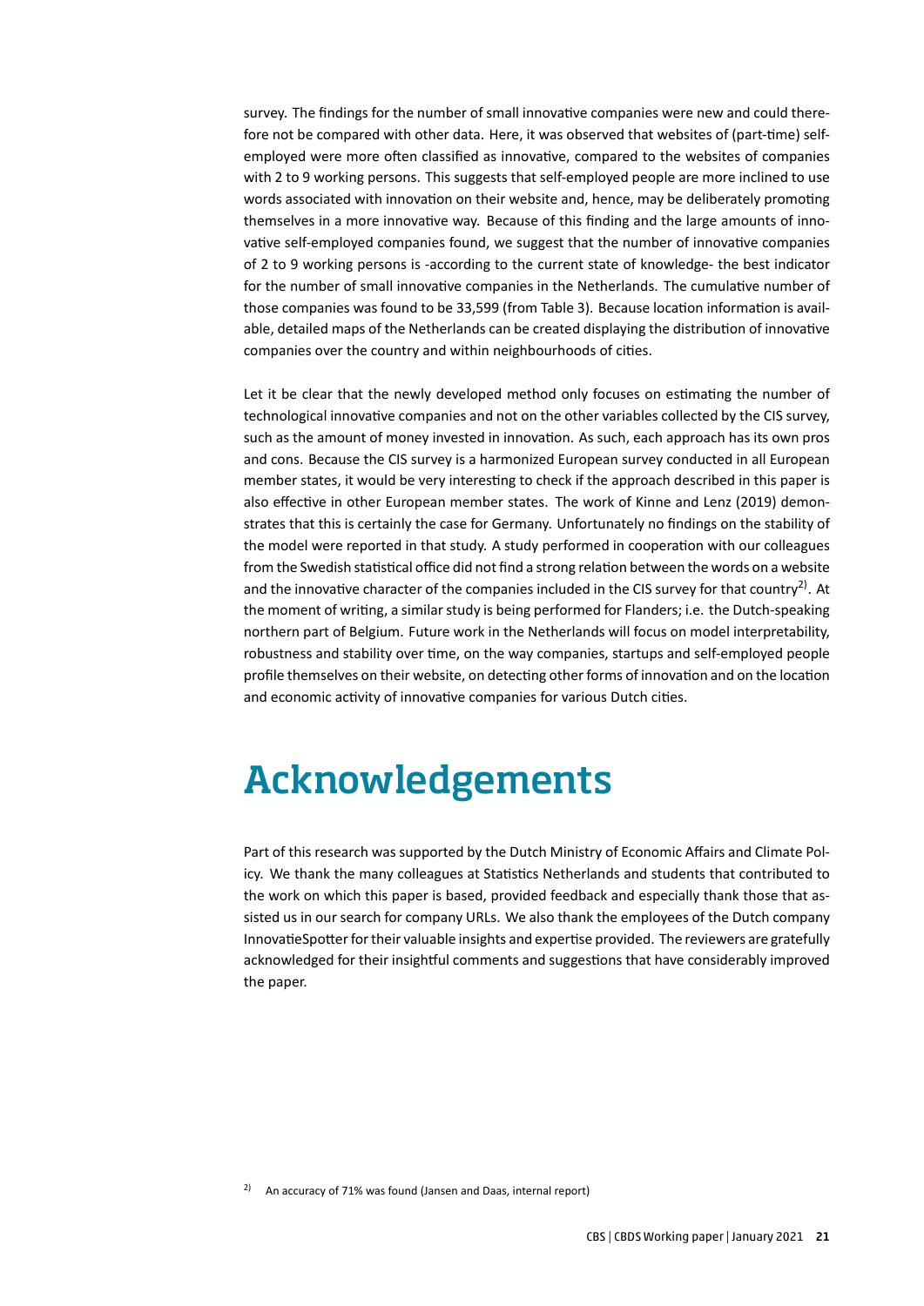survey. The findings for the number of small innovative companies were new and could therefore not be compared with other data. Here, it was observed that websites of (part-time) self-employed were more often classified as innovative, compared to the websites of companies with 2 to 9 working persons. This suggests that self-employed people are more inclined to use words associated with innovation on their website and, hence, may be deliberately promoting themselves in a more innovative way. Because of this finding and the large amounts of innovative self-employed companies found, we suggest that the number of innovative companies of 2 to 9 working persons is -according to the current state of knowledge- the best indicator for the number of small innovative companies in the Netherlands. The cumulative number of those companies was found to be 33,599 (from Table 3). Because location information is available, detailed maps of the Netherlands can be created displaying the distribution of innovative companies over the country and within neighbourhoods of cities.

Let it be clear that the newly developed method only focuses on estimating the number of technological innovative companies and not on the other variables collected by the CIS survey, such as the amount of money invested in innovation. As such, each approach has its own pros and cons. Because the CIS survey is a harmonized European survey conducted in all European member states, it would be very interesting to check if the approach described in this paper is also effective in other European member states. The work of Kinne and Lenz (2019) demonstrates that this is certainly the case for Germany. Unfortunately no findings on the stability of the model were reported in that study. A study performed in cooperation with our colleagues from the Swedish statistical office did not find a strong relation between the words on a website and the innovative character of the companies included in the CIS survey for that country[2]. At the moment of writing, a similar study is being performed for Flanders; i.e. the Dutch-speaking northern part of Belgium. Future work in the Netherlands will focus on model interpretability, robustness and stability over time, on the way companies, startups and self-employed people profile themselves on their website, on detecting other forms of innovation and on the location and economic activity of innovative companies for various Dutch cities.

# Acknowledgements

Part of this research was supported by the Dutch Ministry of Economic Affairs and Climate Policy. We thank the many colleagues at Statistics Netherlands and students that contributed to the work on which this paper is based, provided feedback and especially thank those that assisted us in our search for company URLs. We also thank the employees of the Dutch company InnovatieSpotter for their valuable insights and expertise provided. The reviewers are gratefully acknowledged for their insightful comments and suggestions that have considerably improved the paper.

[2] An accuracy of 71% was found (Jansen and Daas, internal report)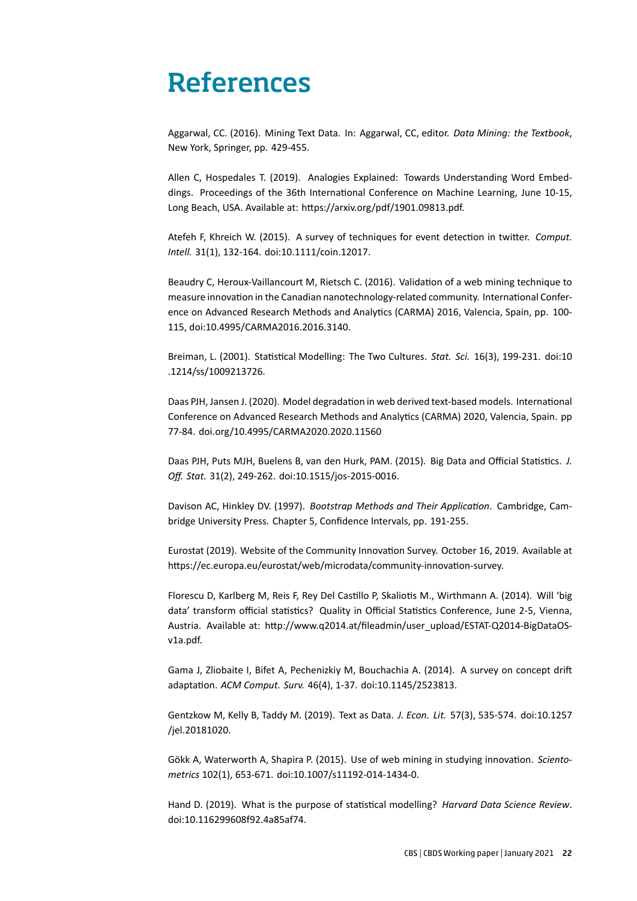# References

Aggarwal, CC. (2016). Mining Text Data. In: Aggarwal, CC, editor. *Data Mining: the Textbook*, New York, Springer, pp. 429-455.

Allen C, Hospedales T. (2019). Analogies Explained: Towards Understanding Word Embeddings. Proceedings of the 36th International Conference on Machine Learning, June 10-15, Long Beach, USA. Available at: https://arxiv.org/pdf/1901.09813.pdf.

Atefeh F, Khreich W. (2015). A survey of techniques for event detection in twitter. *Comput. Intell.* 31(1), 132-164. doi:10.1111/coin.12017.

Beaudry C, Heroux-Vaillancourt M, Rietsch C. (2016). Validation of a web mining technique to measure innovation in the Canadian nanotechnology-related community. International Conference on Advanced Research Methods and Analytics (CARMA) 2016, Valencia, Spain, pp. 100-115, doi:10.4995/CARMA2016.2016.3140.

Breiman, L. (2001). Statistical Modelling: The Two Cultures. *Stat. Sci.* 16(3), 199-231. doi:10.1214/ss/1009213726.

Daas PJH, Jansen J. (2020). Model degradation in web derived text-based models. International Conference on Advanced Research Methods and Analytics (CARMA) 2020, Valencia, Spain. pp 77-84. doi.org/10.4995/CARMA2020.2020.11560

Daas PJH, Puts MJH, Buelens B, van den Hurk, PAM. (2015). Big Data and Official Statistics. *J. Off. Stat.* 31(2), 249-262. doi:10.1515/jos-2015-0016.

Davison AC, Hinkley DV. (1997). *Bootstrap Methods and Their Application*. Cambridge, Cambridge University Press. Chapter 5, Confidence Intervals, pp. 191-255.

Eurostat (2019). Website of the Community Innovation Survey. October 16, 2019. Available at https://ec.europa.eu/eurostat/web/microdata/community-innovation-survey.

Florescu D, Karlberg M, Reis F, Rey Del Castillo P, Skaliotis M., Wirthmann A. (2014). Will 'big data' transform official statistics? Quality in Official Statistics Conference, June 2-5, Vienna, Austria. Available at: http://www.q2014.at/fileadmin/user_upload/ESTAT-Q2014-BigDataOS-v1a.pdf.

Gama J, Zliobaite I, Bifet A, Pechenizkiy M, Bouchachia A. (2014). A survey on concept drift adaptation. *ACM Comput. Surv.* 46(4), 1-37. doi:10.1145/2523813.

Gentzkow M, Kelly B, Taddy M. (2019). Text as Data. *J. Econ. Lit.* 57(3), 535-574. doi:10.1257/jel.20181020.

Gökk A, Waterworth A, Shapira P. (2015). Use of web mining in studying innovation. *Scientometrics* 102(1), 653-671. doi:10.1007/s11192-014-1434-0.

Hand D. (2019). What is the purpose of statistical modelling? *Harvard Data Science Review*. doi:10.116299608f92.4a85af74.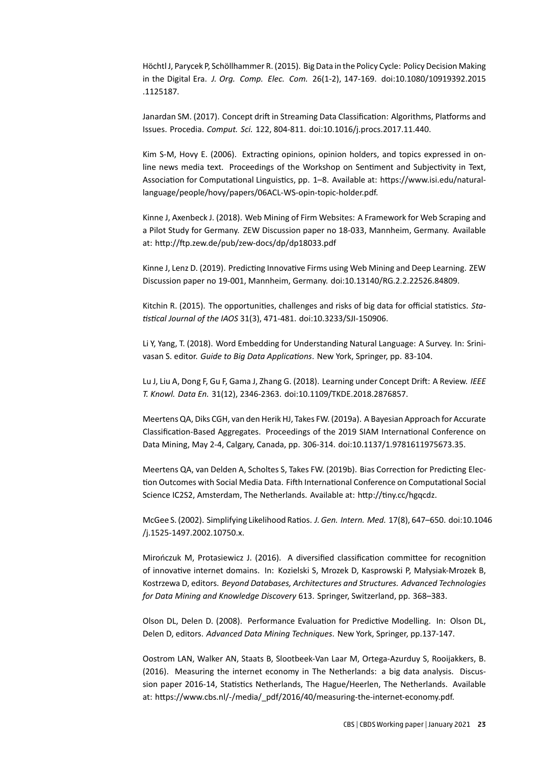Höchtl J, Parycek P, Schöllhammer R. (2015). Big Data in the Policy Cycle: Policy Decision Making in the Digital Era. *J. Org. Comp. Elec. Com.* 26(1-2), 147-169. doi:10.1080/10919392.2015.1125187.

Janardan SM. (2017). Concept drift in Streaming Data Classification: Algorithms, Platforms and Issues. Procedia. *Comput. Sci.* 122, 804-811. doi:10.1016/j.procs.2017.11.440.

Kim S-M, Hovy E. (2006). Extracting opinions, opinion holders, and topics expressed in online news media text. Proceedings of the Workshop on Sentiment and Subjectivity in Text, Association for Computational Linguistics, pp. 1–8. Available at: https://www.isi.edu/natural-language/people/hovy/papers/06ACL-WS-opin-topic-holder.pdf.

Kinne J, Axenbeck J. (2018). Web Mining of Firm Websites: A Framework for Web Scraping and a Pilot Study for Germany. ZEW Discussion paper no 18-033, Mannheim, Germany. Available at: http://ftp.zew.de/pub/zew-docs/dp/dp18033.pdf

Kinne J, Lenz D. (2019). Predicting Innovative Firms using Web Mining and Deep Learning. ZEW Discussion paper no 19-001, Mannheim, Germany. doi:10.13140/RG.2.2.22526.84809.

Kitchin R. (2015). The opportunities, challenges and risks of big data for official statistics. *Statistical Journal of the IAOS* 31(3), 471-481. doi:10.3233/SJI-150906.

Li Y, Yang, T. (2018). Word Embedding for Understanding Natural Language: A Survey. In: Srinivasan S. editor. *Guide to Big Data Applications*. New York, Springer, pp. 83-104.

Lu J, Liu A, Dong F, Gu F, Gama J, Zhang G. (2018). Learning under Concept Drift: A Review. *IEEE T. Knowl. Data En.* 31(12), 2346-2363. doi:10.1109/TKDE.2018.2876857.

Meertens QA, Diks CGH, van den Herik HJ, Takes FW. (2019a). A Bayesian Approach for Accurate Classification-Based Aggregates. Proceedings of the 2019 SIAM International Conference on Data Mining, May 2-4, Calgary, Canada, pp. 306-314. doi:10.1137/1.9781611975673.35.

Meertens QA, van Delden A, Scholtes S, Takes FW. (2019b). Bias Correction for Predicting Election Outcomes with Social Media Data. Fifth International Conference on Computational Social Science IC2S2, Amsterdam, The Netherlands. Available at: http://tiny.cc/hgqcdz.

McGee S. (2002). Simplifying Likelihood Ratios. *J. Gen. Intern. Med.* 17(8), 647–650. doi:10.1046/j.1525-1497.2002.10750.x.

Mirończuk M, Protasiewicz J. (2016). A diversified classification committee for recognition of innovative internet domains. In: Kozielski S, Mrozek D, Kasprowski P, Małysiak-Mrozek B, Kostrzewa D, editors. *Beyond Databases, Architectures and Structures. Advanced Technologies for Data Mining and Knowledge Discovery* 613. Springer, Switzerland, pp. 368–383.

Olson DL, Delen D. (2008). Performance Evaluation for Predictive Modelling. In: Olson DL, Delen D, editors. *Advanced Data Mining Techniques*. New York, Springer, pp.137-147.

Oostrom LAN, Walker AN, Staats B, Slootbeek-Van Laar M, Ortega-Azurduy S, Rooijakkers, B. (2016). Measuring the internet economy in The Netherlands: a big data analysis. Discussion paper 2016-14, Statistics Netherlands, The Hague/Heerlen, The Netherlands. Available at: https://www.cbs.nl/-/media/_pdf/2016/40/measuring-the-internet-economy.pdf.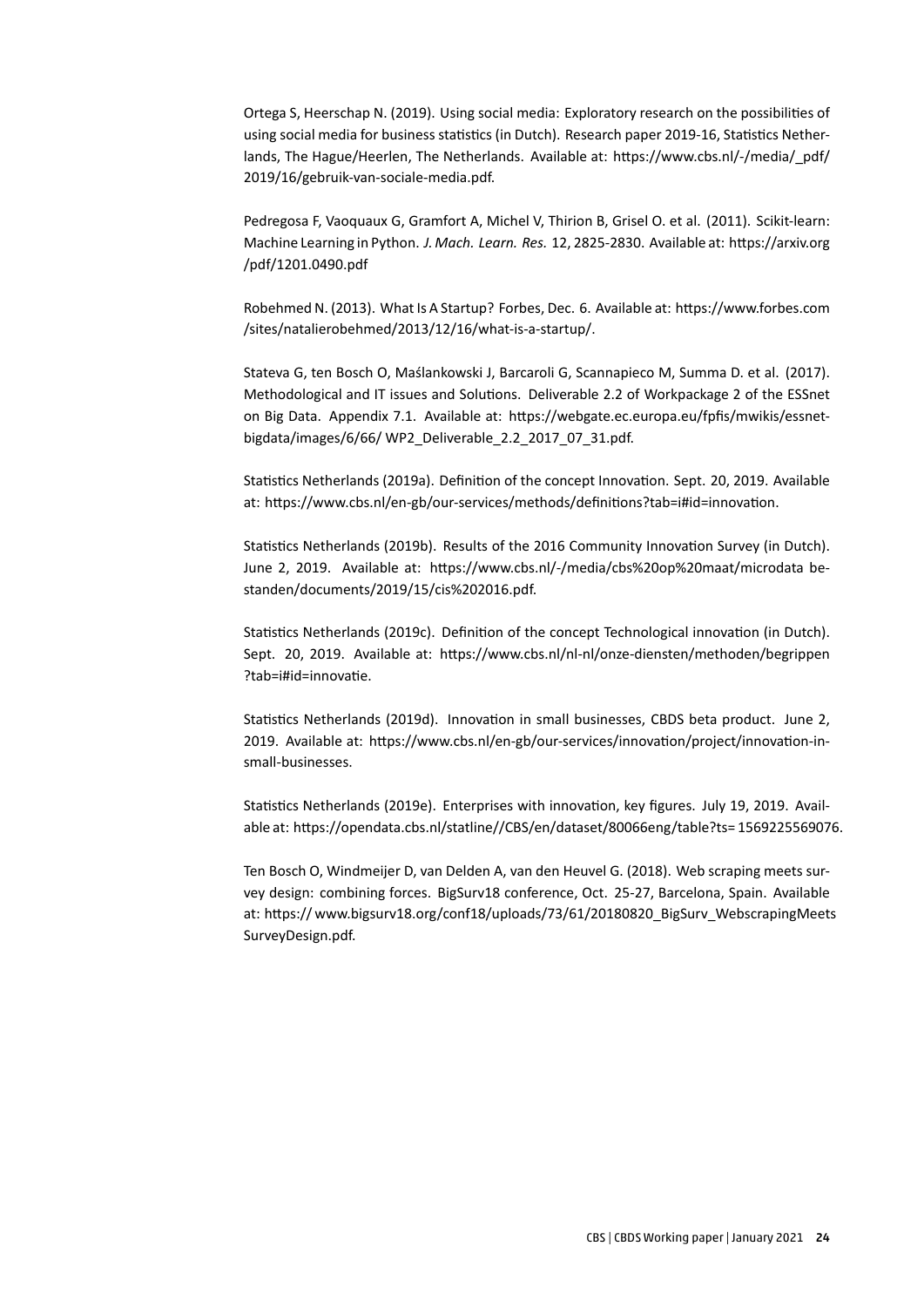Ortega S, Heerschap N. (2019). Using social media: Exploratory research on the possibilities of using social media for business statistics (in Dutch). Research paper 2019-16, Statistics Netherlands, The Hague/Heerlen, The Netherlands. Available at: https://www.cbs.nl/-/media/_pdf/2019/16/gebruik-van-sociale-media.pdf.

Pedregosa F, Vaoquaux G, Gramfort A, Michel V, Thirion B, Grisel O. et al. (2011). Scikit-learn: Machine Learning in Python. *J. Mach. Learn. Res.* 12, 2825-2830. Available at: https://arxiv.org/pdf/1201.0490.pdf

Robehmed N. (2013). What Is A Startup? Forbes, Dec. 6. Available at: https://www.forbes.com/sites/natalierobehmed/2013/12/16/what-is-a-startup/.

Stateva G, ten Bosch O, Maślankowski J, Barcaroli G, Scannapieco M, Summa D. et al. (2017). Methodological and IT issues and Solutions. Deliverable 2.2 of Workpackage 2 of the ESSnet on Big Data. Appendix 7.1. Available at: https://webgate.ec.europa.eu/fpfis/mwikis/essnet-bigdata/images/6/66/ WP2_Deliverable_2.2_2017_07_31.pdf.

Statistics Netherlands (2019a). Definition of the concept Innovation. Sept. 20, 2019. Available at: https://www.cbs.nl/en-gb/our-services/methods/definitions?tab=i#id=innovation.

Statistics Netherlands (2019b). Results of the 2016 Community Innovation Survey (in Dutch). June 2, 2019. Available at: https://www.cbs.nl/-/media/cbs%20op%20maat/microdata bestanden/documents/2019/15/cis%202016.pdf.

Statistics Netherlands (2019c). Definition of the concept Technological innovation (in Dutch). Sept. 20, 2019. Available at: https://www.cbs.nl/nl-nl/onze-diensten/methoden/begrippen?tab=i#id=innovatie.

Statistics Netherlands (2019d). Innovation in small businesses, CBDS beta product. June 2, 2019. Available at: https://www.cbs.nl/en-gb/our-services/innovation/project/innovation-in-small-businesses.

Statistics Netherlands (2019e). Enterprises with innovation, key figures. July 19, 2019. Available at: https://opendata.cbs.nl/statline//CBS/en/dataset/80066eng/table?ts= 1569225569076.

Ten Bosch O, Windmeijer D, van Delden A, van den Heuvel G. (2018). Web scraping meets survey design: combining forces. BigSurv18 conference, Oct. 25-27, Barcelona, Spain. Available at: https:// www.bigsurv18.org/conf18/uploads/73/61/20180820_BigSurv_WebscrapingMeets SurveyDesign.pdf.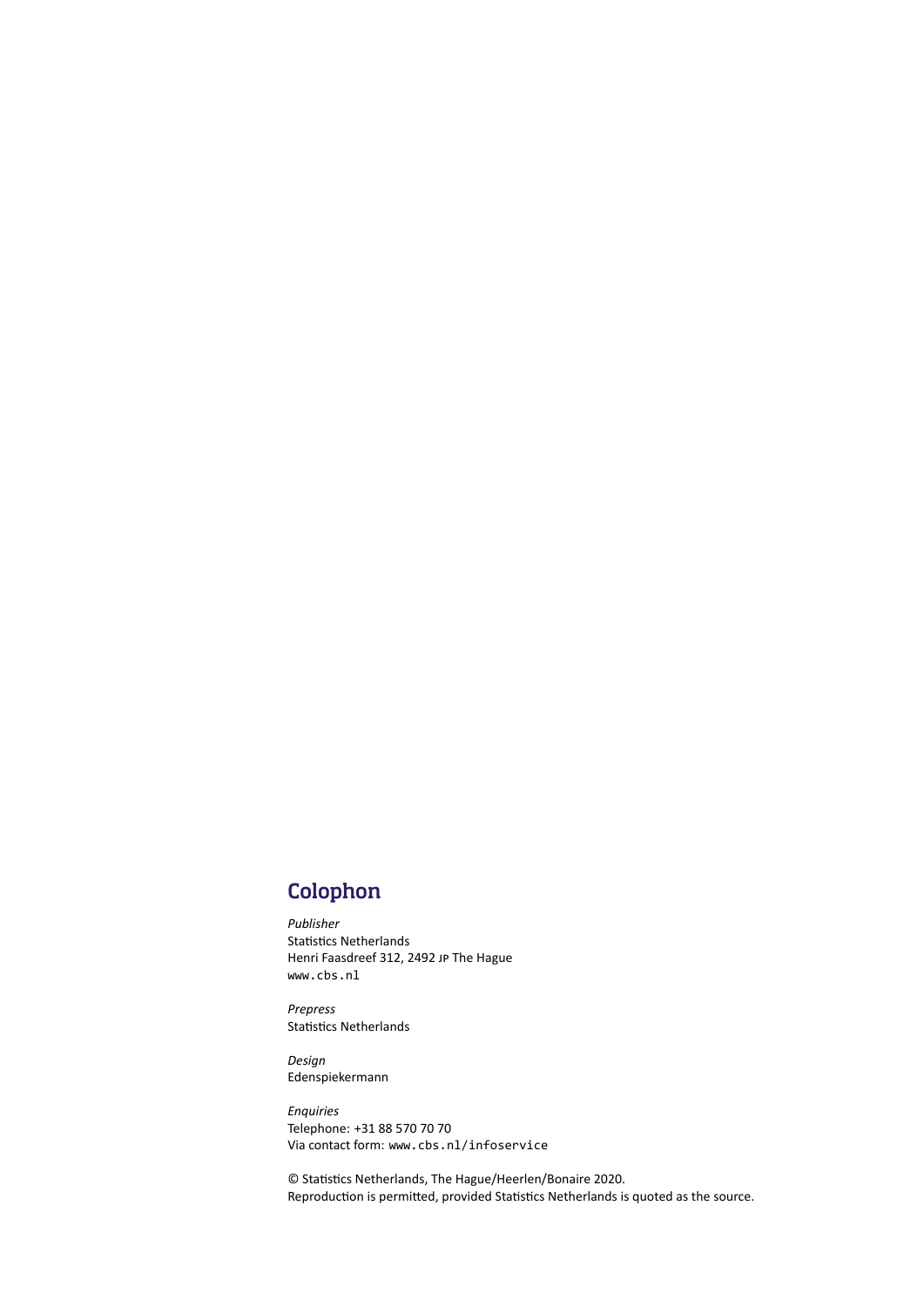## Colophon

*Publisher*
Statistics Netherlands
Henri Faasdreef 312, 2492 JP The Hague
www.cbs.nl

*Prepress*
Statistics Netherlands

*Design*
Edenspiekermann

*Enquiries*
Telephone: +31 88 570 70 70
Via contact form: www.cbs.nl/infoservice

© Statistics Netherlands, The Hague/Heerlen/Bonaire 2020.
Reproduction is permitted, provided Statistics Netherlands is quoted as the source.